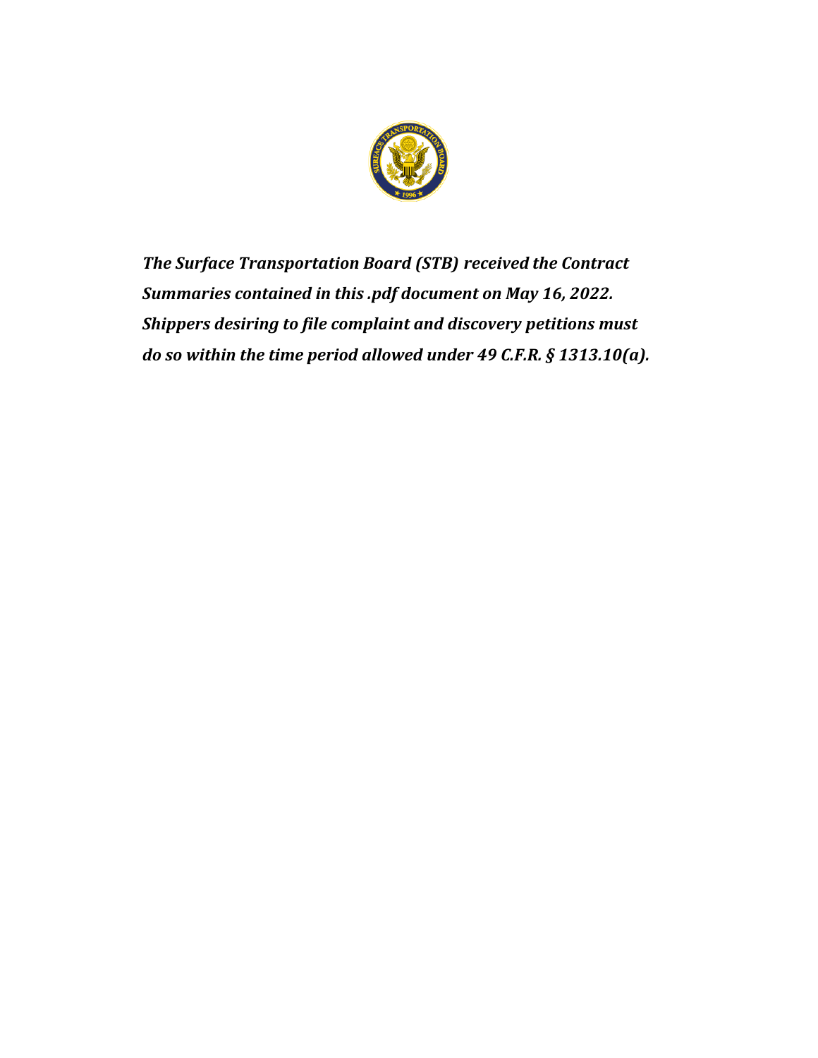***The Surface Transportation Board (STB) received the Contract Summaries contained in this .pdf document on May 16, 2022. Shippers desiring to file complaint and discovery petitions must do so within the time period allowed under 49 C.F.R. § 1313.10(a).***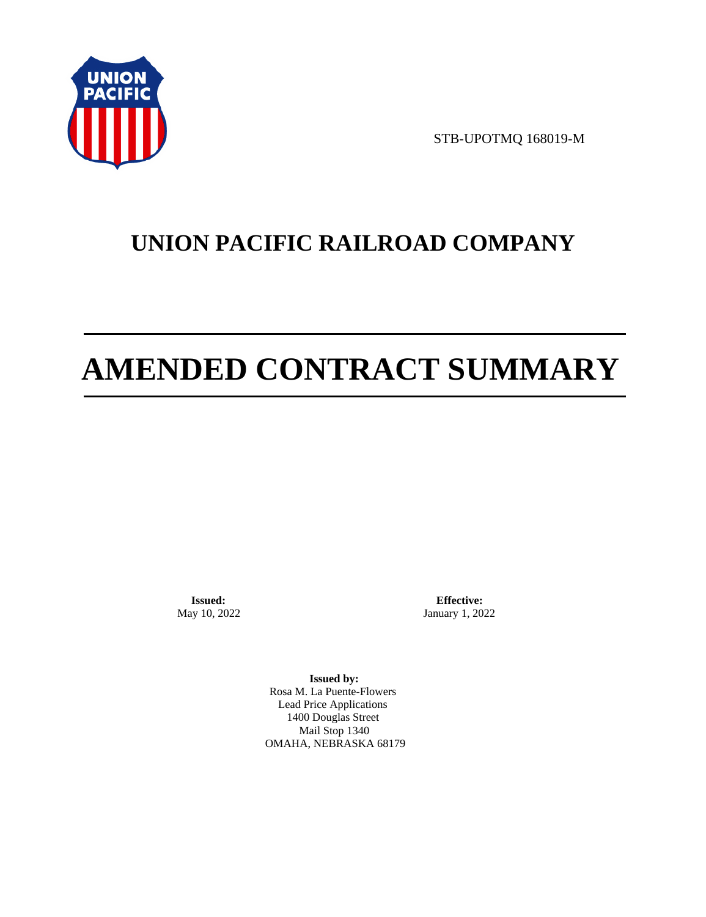STB-UPOTMQ 168019-M

# UNION PACIFIC RAILROAD COMPANY

# AMENDED CONTRACT SUMMARY

**Issued:**
May 10, 2022

**Effective:**
January 1, 2022

**Issued by:**
Rosa M. La Puente-Flowers
Lead Price Applications
1400 Douglas Street
Mail Stop 1340
OMAHA, NEBRASKA 68179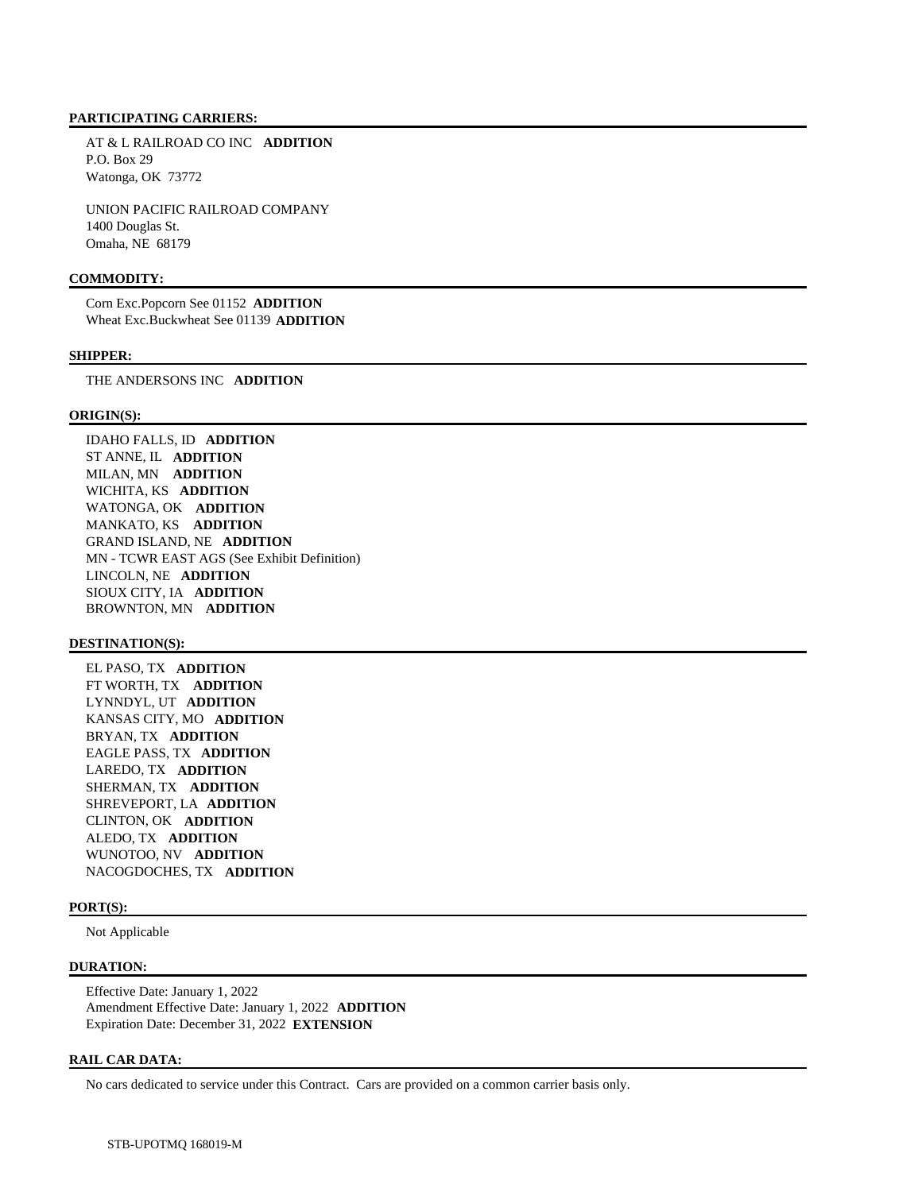**PARTICIPATING CARRIERS:**

AT & L RAILROAD CO INC **ADDITION**
P.O. Box 29
Watonga, OK 73772

UNION PACIFIC RAILROAD COMPANY
1400 Douglas St.
Omaha, NE 68179

**COMMODITY:**

Corn Exc.Popcorn See 01152 **ADDITION**
Wheat Exc.Buckwheat See 01139 **ADDITION**

**SHIPPER:**

THE ANDERSONS INC **ADDITION**

**ORIGIN(S):**

IDAHO FALLS, ID **ADDITION**
ST ANNE, IL **ADDITION**
MILAN, MN **ADDITION**
WICHITA, KS **ADDITION**
WATONGA, OK **ADDITION**
MANKATO, KS **ADDITION**
GRAND ISLAND, NE **ADDITION**
MN - TCWR EAST AGS (See Exhibit Definition)
LINCOLN, NE **ADDITION**
SIOUX CITY, IA **ADDITION**
BROWNTON, MN **ADDITION**

**DESTINATION(S):**

EL PASO, TX **ADDITION**
FT WORTH, TX **ADDITION**
LYNNDYL, UT **ADDITION**
KANSAS CITY, MO **ADDITION**
BRYAN, TX **ADDITION**
EAGLE PASS, TX **ADDITION**
LAREDO, TX **ADDITION**
SHERMAN, TX **ADDITION**
SHREVEPORT, LA **ADDITION**
CLINTON, OK **ADDITION**
ALEDO, TX **ADDITION**
WUNOTOO, NV **ADDITION**
NACOGDOCHES, TX **ADDITION**

**PORT(S):**

Not Applicable

**DURATION:**

Effective Date: January 1, 2022
Amendment Effective Date: January 1, 2022 **ADDITION**
Expiration Date: December 31, 2022 **EXTENSION**

**RAIL CAR DATA:**

No cars dedicated to service under this Contract. Cars are provided on a common carrier basis only.

STB-UPOTMQ 168019-M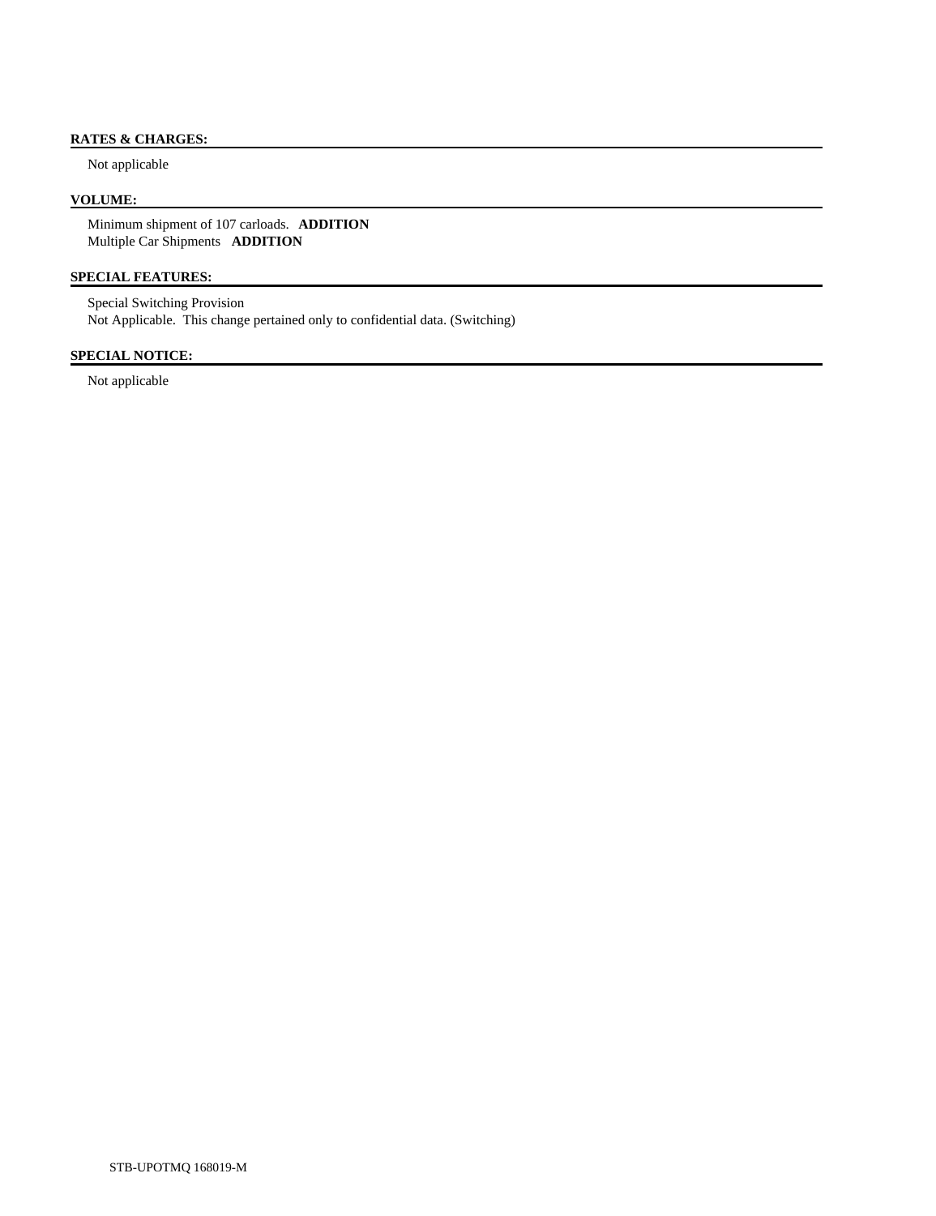**RATES & CHARGES:**

Not applicable

**VOLUME:**

Minimum shipment of 107 carloads. **ADDITION**
Multiple Car Shipments **ADDITION**

**SPECIAL FEATURES:**

Special Switching Provision
Not Applicable. This change pertained only to confidential data. (Switching)

**SPECIAL NOTICE:**

Not applicable

STB-UPOTMQ 168019-M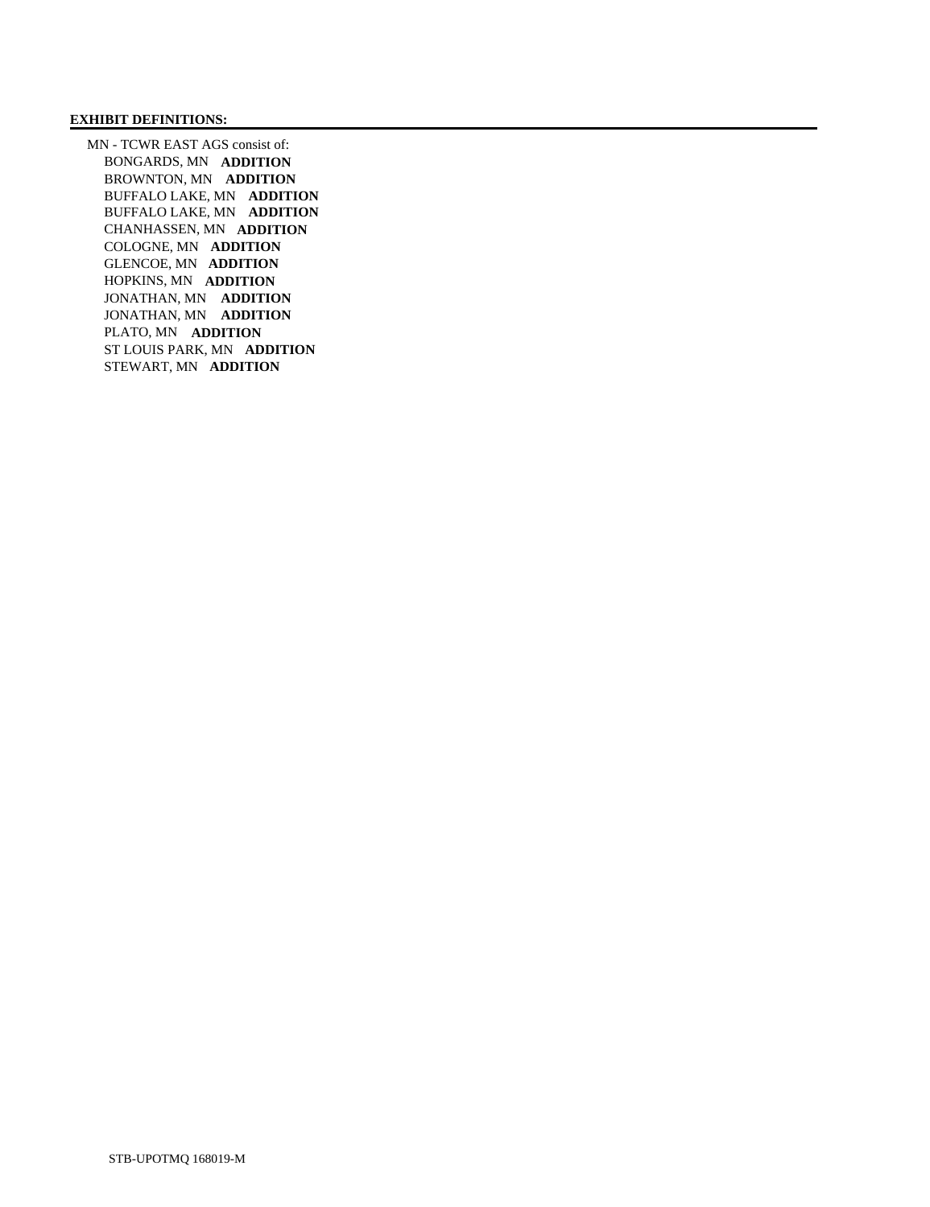**EXHIBIT DEFINITIONS:**

MN - TCWR EAST AGS consist of:

- BONGARDS, MN **ADDITION**
- BROWNTON, MN **ADDITION**
- BUFFALO LAKE, MN **ADDITION**
- BUFFALO LAKE, MN **ADDITION**
- CHANHASSEN, MN **ADDITION**
- COLOGNE, MN **ADDITION**
- GLENCOE, MN **ADDITION**
- HOPKINS, MN **ADDITION**
- JONATHAN, MN **ADDITION**
- JONATHAN, MN **ADDITION**
- PLATO, MN **ADDITION**
- ST LOUIS PARK, MN **ADDITION**
- STEWART, MN **ADDITION**

STB-UPOTMQ 168019-M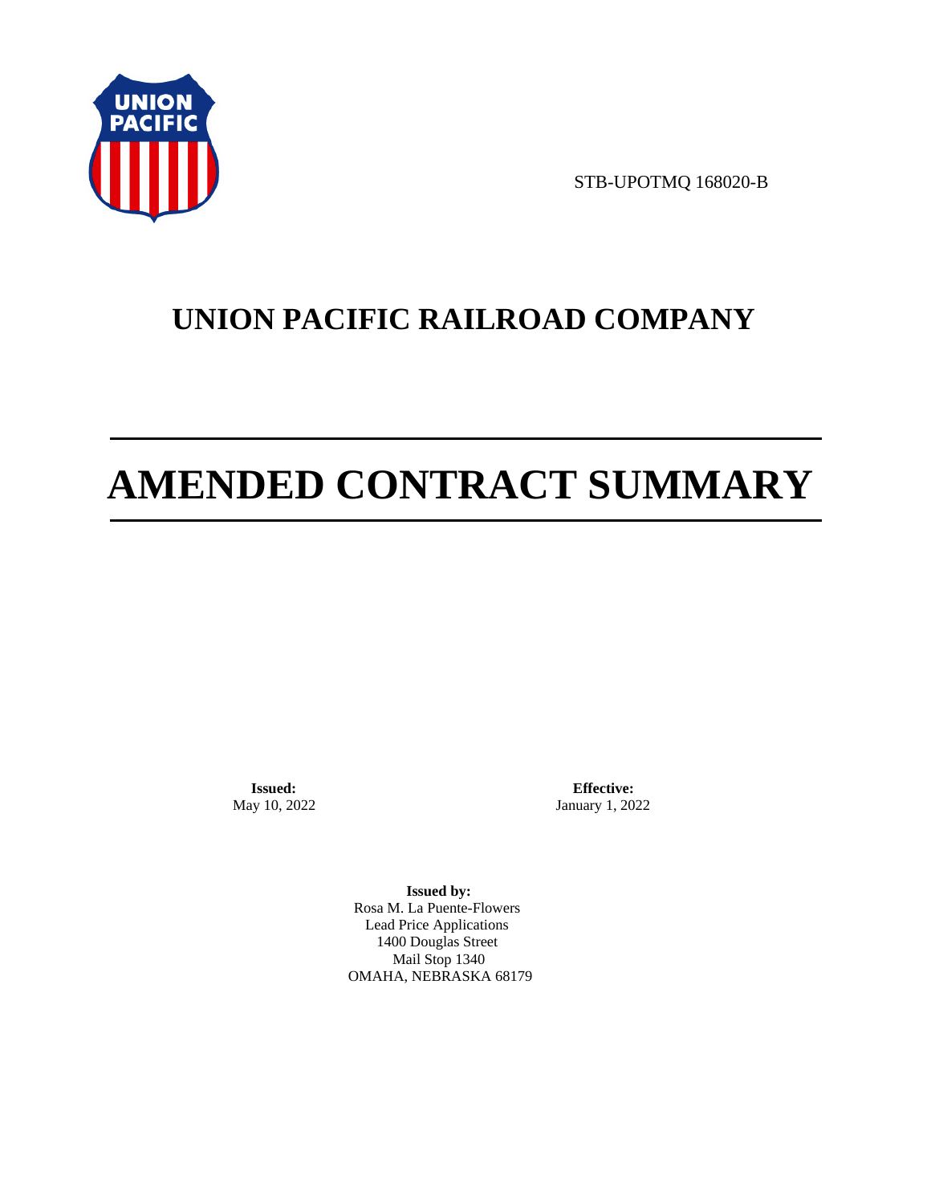STB-UPOTMQ 168020-B

# UNION PACIFIC RAILROAD COMPANY

# AMENDED CONTRACT SUMMARY

**Issued:**
May 10, 2022

**Effective:**
January 1, 2022

**Issued by:**
Rosa M. La Puente-Flowers
Lead Price Applications
1400 Douglas Street
Mail Stop 1340
OMAHA, NEBRASKA 68179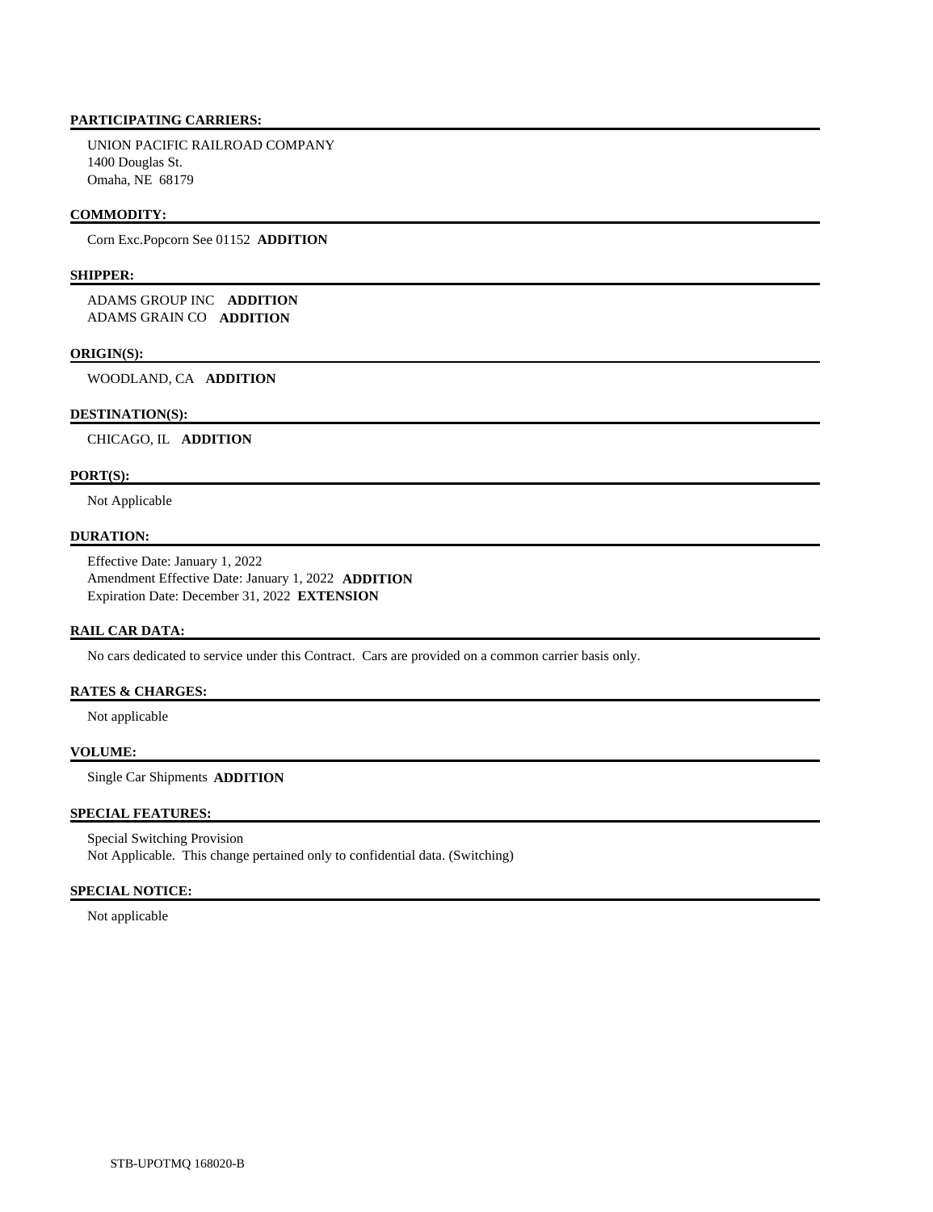## PARTICIPATING CARRIERS:

UNION PACIFIC RAILROAD COMPANY
1400 Douglas St.
Omaha, NE 68179

## COMMODITY:

Corn Exc.Popcorn See 01152 **ADDITION**

## SHIPPER:

ADAMS GROUP INC **ADDITION**
ADAMS GRAIN CO **ADDITION**

## ORIGIN(S):

WOODLAND, CA **ADDITION**

## DESTINATION(S):

CHICAGO, IL **ADDITION**

## PORT(S):

Not Applicable

## DURATION:

Effective Date: January 1, 2022
Amendment Effective Date: January 1, 2022 **ADDITION**
Expiration Date: December 31, 2022 **EXTENSION**

## RAIL CAR DATA:

No cars dedicated to service under this Contract. Cars are provided on a common carrier basis only.

## RATES & CHARGES:

Not applicable

## VOLUME:

Single Car Shipments **ADDITION**

## SPECIAL FEATURES:

Special Switching Provision
Not Applicable. This change pertained only to confidential data. (Switching)

## SPECIAL NOTICE:

Not applicable

STB-UPOTMQ 168020-B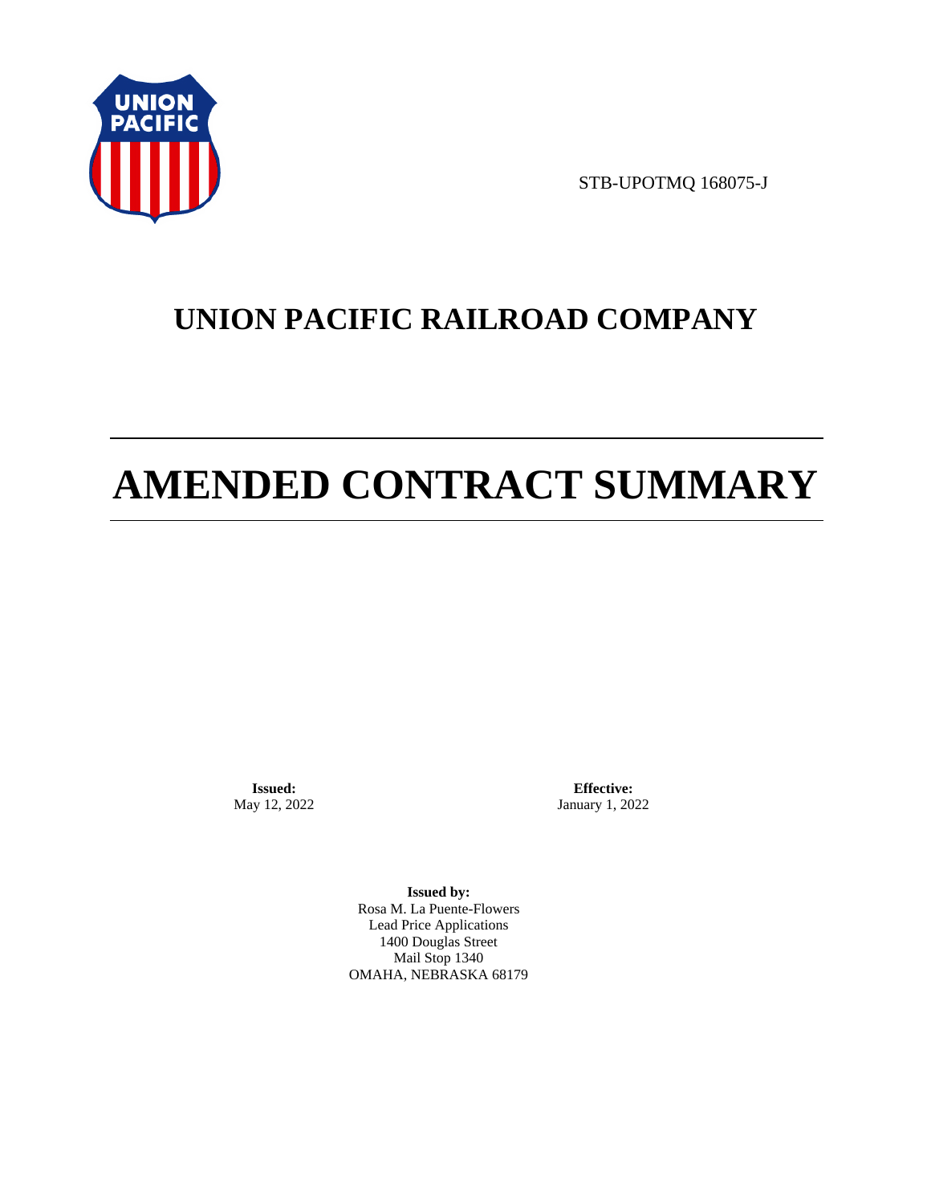STB-UPOTMQ 168075-J

# UNION PACIFIC RAILROAD COMPANY

# AMENDED CONTRACT SUMMARY

**Issued:**
May 12, 2022

**Effective:**
January 1, 2022

**Issued by:**
Rosa M. La Puente-Flowers
Lead Price Applications
1400 Douglas Street
Mail Stop 1340
OMAHA, NEBRASKA 68179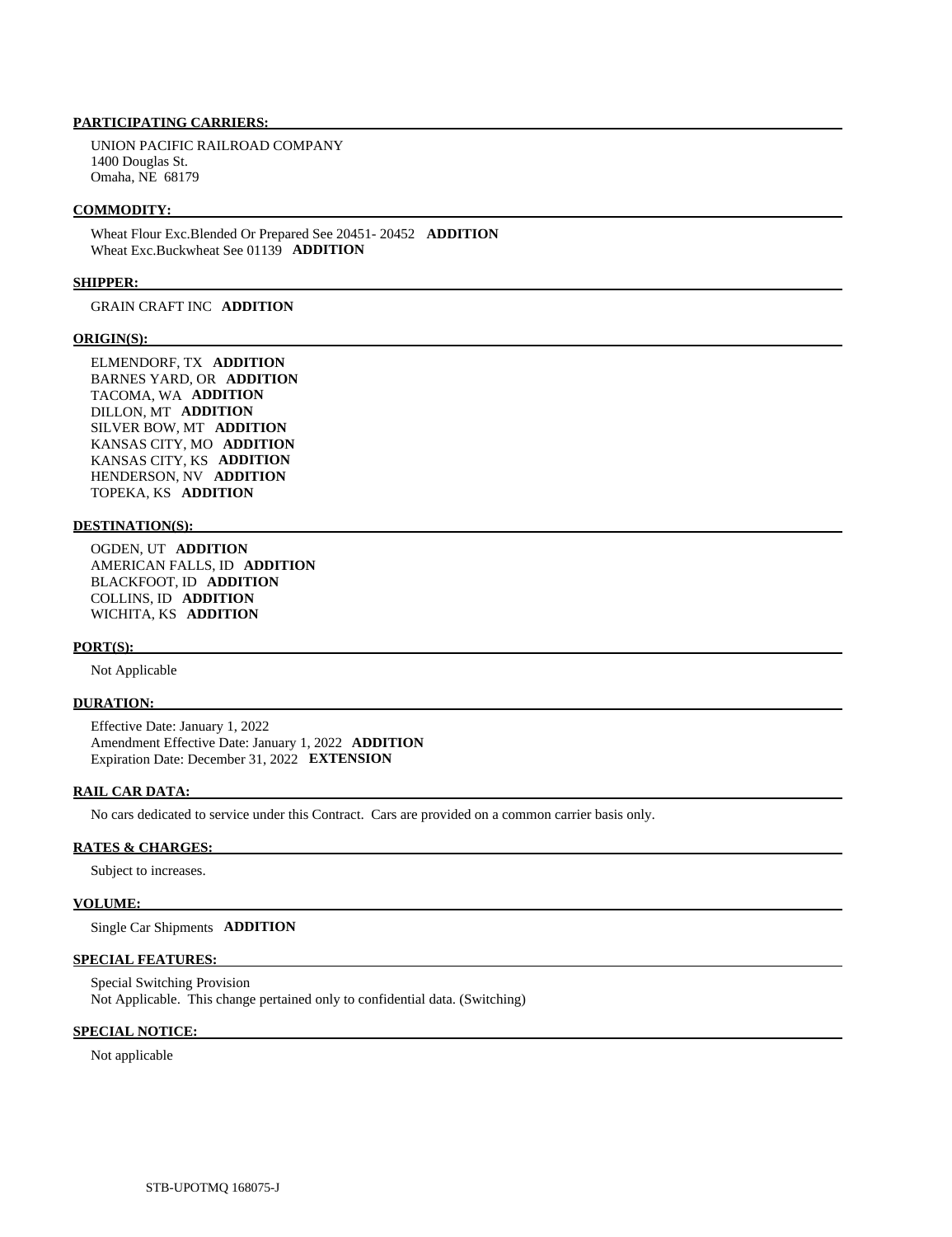**PARTICIPATING CARRIERS:**

UNION PACIFIC RAILROAD COMPANY
1400 Douglas St.
Omaha, NE 68179

**COMMODITY:**

Wheat Flour Exc.Blended Or Prepared See 20451- 20452 **ADDITION**
Wheat Exc.Buckwheat See 01139 **ADDITION**

**SHIPPER:**

GRAIN CRAFT INC **ADDITION**

**ORIGIN(S):**

ELMENDORF, TX **ADDITION**
BARNES YARD, OR **ADDITION**
TACOMA, WA **ADDITION**
DILLON, MT **ADDITION**
SILVER BOW, MT **ADDITION**
KANSAS CITY, MO **ADDITION**
KANSAS CITY, KS **ADDITION**
HENDERSON, NV **ADDITION**
TOPEKA, KS **ADDITION**

**DESTINATION(S):**

OGDEN, UT **ADDITION**
AMERICAN FALLS, ID **ADDITION**
BLACKFOOT, ID **ADDITION**
COLLINS, ID **ADDITION**
WICHITA, KS **ADDITION**

**PORT(S):**

Not Applicable

**DURATION:**

Effective Date: January 1, 2022
Amendment Effective Date: January 1, 2022 **ADDITION**
Expiration Date: December 31, 2022 **EXTENSION**

**RAIL CAR DATA:**

No cars dedicated to service under this Contract. Cars are provided on a common carrier basis only.

**RATES & CHARGES:**

Subject to increases.

**VOLUME:**

Single Car Shipments **ADDITION**

**SPECIAL FEATURES:**

Special Switching Provision
Not Applicable. This change pertained only to confidential data. (Switching)

**SPECIAL NOTICE:**

Not applicable

STB-UPOTMQ 168075-J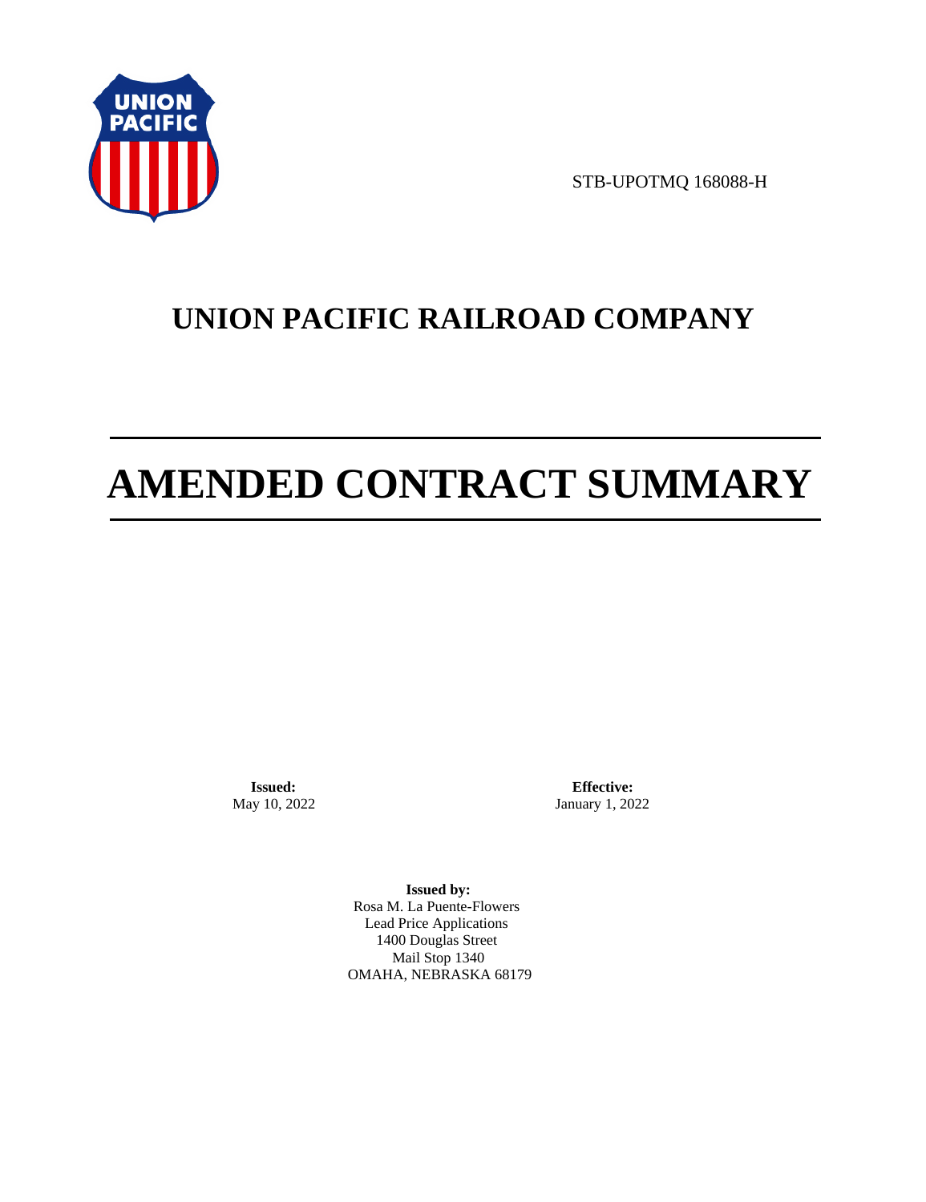STB-UPOTMQ 168088-H

# UNION PACIFIC RAILROAD COMPANY

# AMENDED CONTRACT SUMMARY

**Issued:**
May 10, 2022

**Effective:**
January 1, 2022

**Issued by:**
Rosa M. La Puente-Flowers
Lead Price Applications
1400 Douglas Street
Mail Stop 1340
OMAHA, NEBRASKA 68179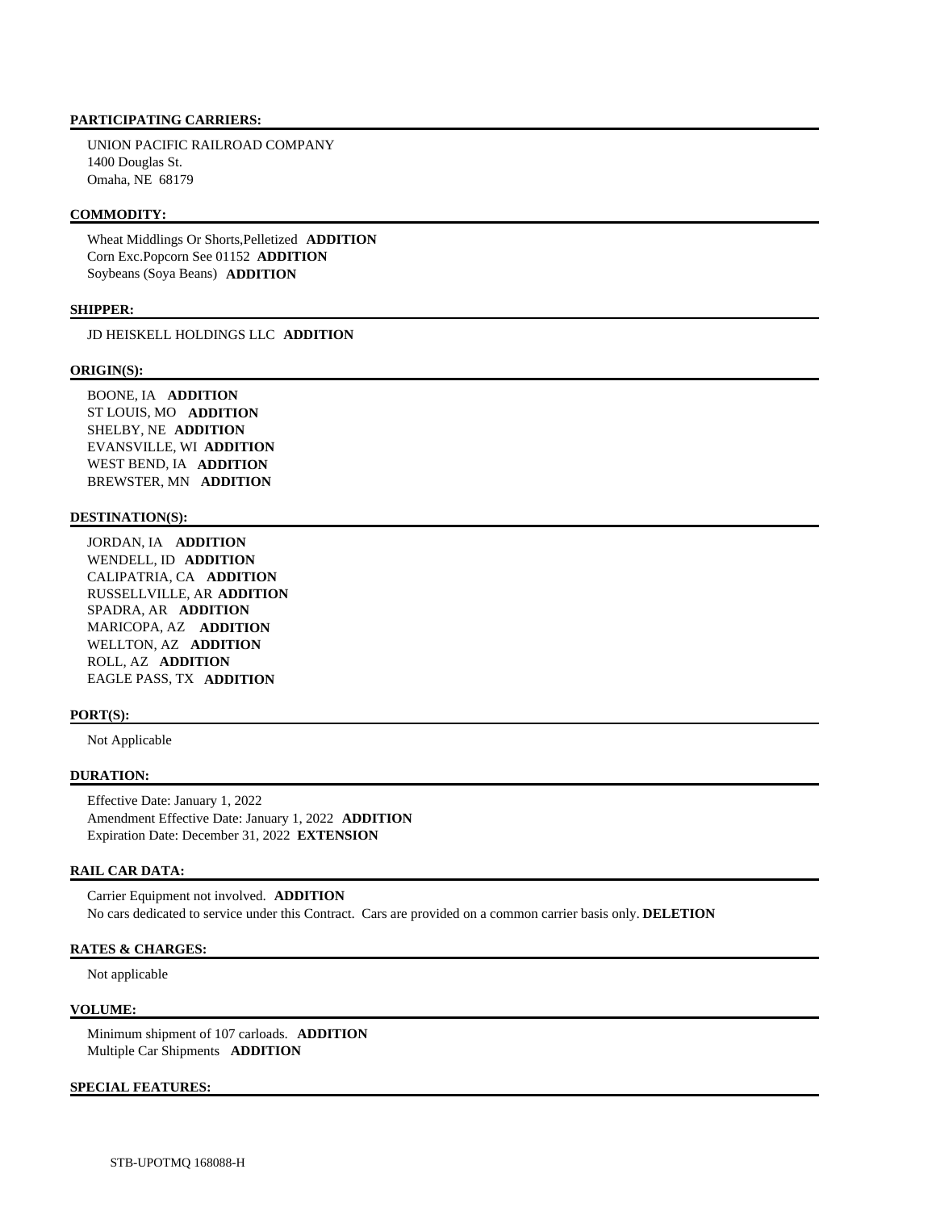#### PARTICIPATING CARRIERS:

UNION PACIFIC RAILROAD COMPANY
1400 Douglas St.
Omaha, NE 68179

#### COMMODITY:

Wheat Middlings Or Shorts,Pelletized **ADDITION**
Corn Exc.Popcorn See 01152 **ADDITION**
Soybeans (Soya Beans) **ADDITION**

#### SHIPPER:

JD HEISKELL HOLDINGS LLC **ADDITION**

#### ORIGIN(S):

BOONE, IA **ADDITION**
ST LOUIS, MO **ADDITION**
SHELBY, NE **ADDITION**
EVANSVILLE, WI **ADDITION**
WEST BEND, IA **ADDITION**
BREWSTER, MN **ADDITION**

#### DESTINATION(S):

JORDAN, IA **ADDITION**
WENDELL, ID **ADDITION**
CALIPATRIA, CA **ADDITION**
RUSSELLVILLE, AR **ADDITION**
SPADRA, AR **ADDITION**
MARICOPA, AZ **ADDITION**
WELLTON, AZ **ADDITION**
ROLL, AZ **ADDITION**
EAGLE PASS, TX **ADDITION**

#### PORT(S):

Not Applicable

#### DURATION:

Effective Date: January 1, 2022
Amendment Effective Date: January 1, 2022 **ADDITION**
Expiration Date: December 31, 2022 **EXTENSION**

#### RAIL CAR DATA:

Carrier Equipment not involved. **ADDITION**
No cars dedicated to service under this Contract. Cars are provided on a common carrier basis only. **DELETION**

#### RATES & CHARGES:

Not applicable

#### VOLUME:

Minimum shipment of 107 carloads. **ADDITION**
Multiple Car Shipments **ADDITION**

#### SPECIAL FEATURES:

STB-UPOTMQ 168088-H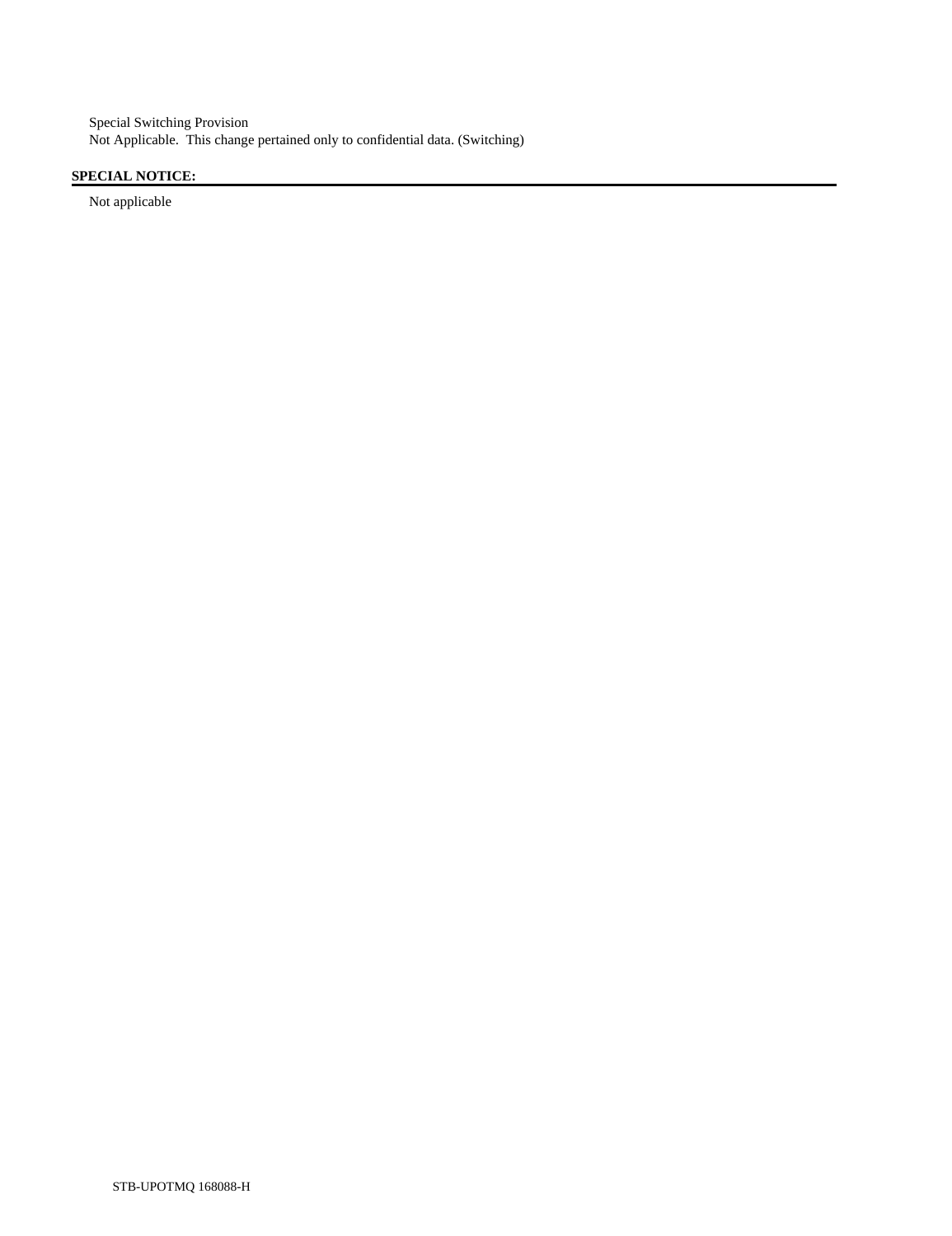Special Switching Provision
Not Applicable.  This change pertained only to confidential data. (Switching)

**SPECIAL NOTICE:**

Not applicable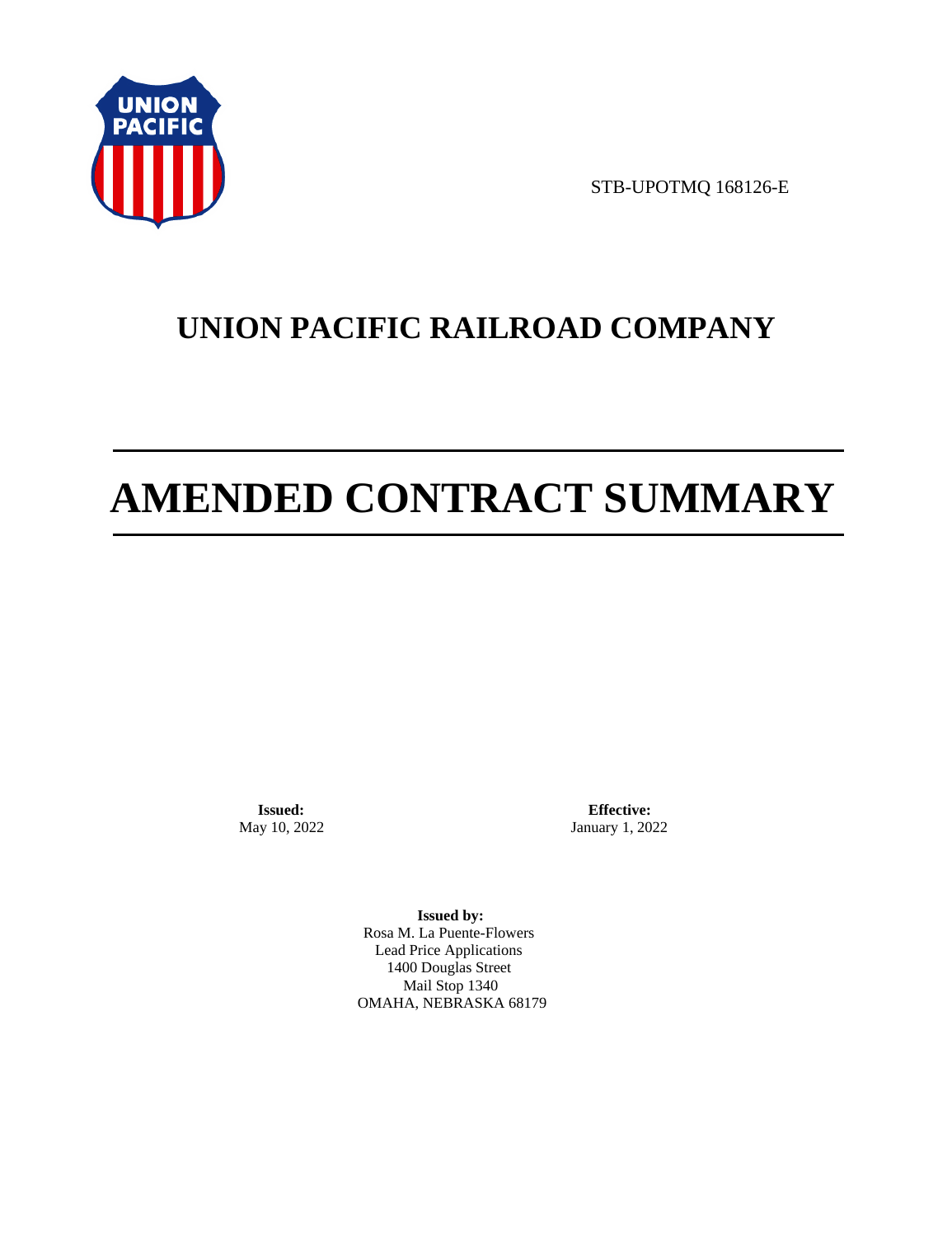STB-UPOTMQ 168126-E

# UNION PACIFIC RAILROAD COMPANY

# AMENDED CONTRACT SUMMARY

**Issued:**
May 10, 2022

**Effective:**
January 1, 2022

**Issued by:**
Rosa M. La Puente-Flowers
Lead Price Applications
1400 Douglas Street
Mail Stop 1340
OMAHA, NEBRASKA 68179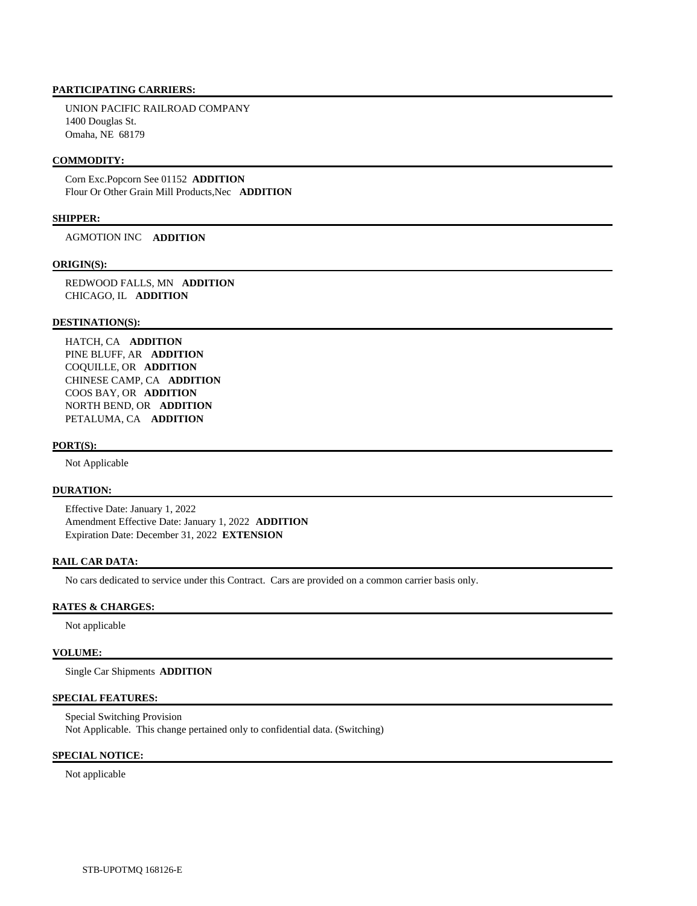**PARTICIPATING CARRIERS:**

UNION PACIFIC RAILROAD COMPANY
1400 Douglas St.
Omaha, NE 68179

**COMMODITY:**

Corn Exc.Popcorn See 01152 **ADDITION**
Flour Or Other Grain Mill Products,Nec **ADDITION**

**SHIPPER:**

AGMOTION INC **ADDITION**

**ORIGIN(S):**

REDWOOD FALLS, MN **ADDITION**
CHICAGO, IL **ADDITION**

**DESTINATION(S):**

HATCH, CA **ADDITION**
PINE BLUFF, AR **ADDITION**
COQUILLE, OR **ADDITION**
CHINESE CAMP, CA **ADDITION**
COOS BAY, OR **ADDITION**
NORTH BEND, OR **ADDITION**
PETALUMA, CA **ADDITION**

**PORT(S):**

Not Applicable

**DURATION:**

Effective Date: January 1, 2022
Amendment Effective Date: January 1, 2022 **ADDITION**
Expiration Date: December 31, 2022 **EXTENSION**

**RAIL CAR DATA:**

No cars dedicated to service under this Contract. Cars are provided on a common carrier basis only.

**RATES & CHARGES:**

Not applicable

**VOLUME:**

Single Car Shipments **ADDITION**

**SPECIAL FEATURES:**

Special Switching Provision
Not Applicable. This change pertained only to confidential data. (Switching)

**SPECIAL NOTICE:**

Not applicable

STB-UPOTMQ 168126-E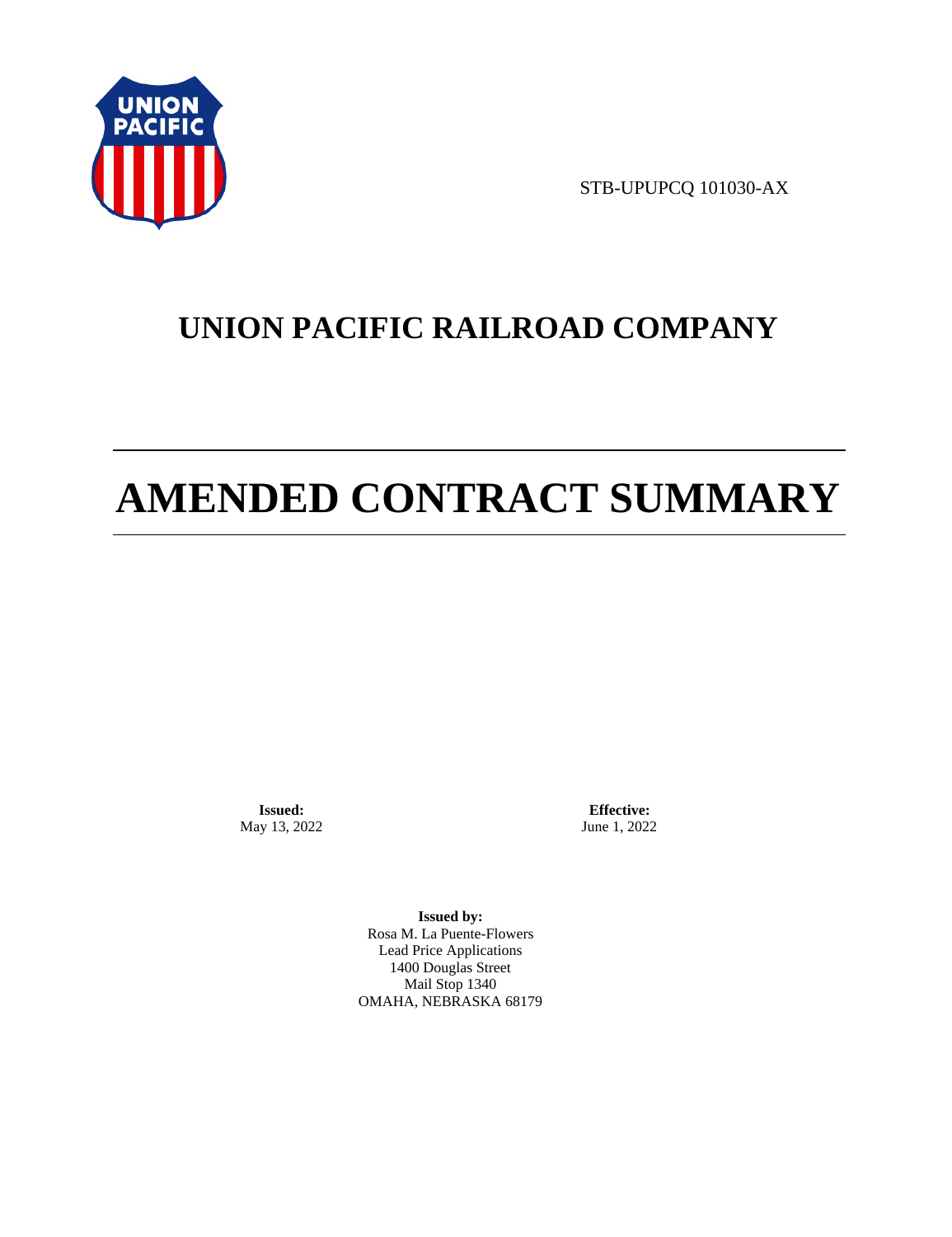STB-UPUPCQ 101030-AX

# UNION PACIFIC RAILROAD COMPANY

# AMENDED CONTRACT SUMMARY

**Issued:**
May 13, 2022

**Effective:**
June 1, 2022

**Issued by:**
Rosa M. La Puente-Flowers
Lead Price Applications
1400 Douglas Street
Mail Stop 1340
OMAHA, NEBRASKA 68179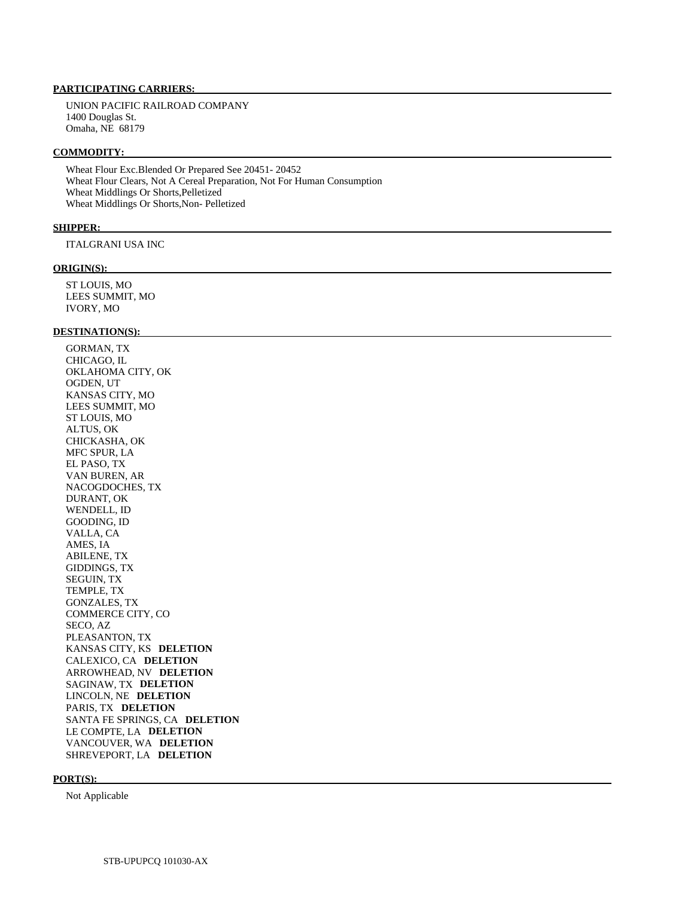**PARTICIPATING CARRIERS:**

UNION PACIFIC RAILROAD COMPANY
1400 Douglas St.
Omaha, NE 68179

**COMMODITY:**

Wheat Flour Exc.Blended Or Prepared See 20451- 20452
Wheat Flour Clears, Not A Cereal Preparation, Not For Human Consumption
Wheat Middlings Or Shorts,Pelletized
Wheat Middlings Or Shorts,Non- Pelletized

**SHIPPER:**

ITALGRANI USA INC

**ORIGIN(S):**

ST LOUIS, MO
LEES SUMMIT, MO
IVORY, MO

**DESTINATION(S):**

GORMAN, TX
CHICAGO, IL
OKLAHOMA CITY, OK
OGDEN, UT
KANSAS CITY, MO
LEES SUMMIT, MO
ST LOUIS, MO
ALTUS, OK
CHICKASHA, OK
MFC SPUR, LA
EL PASO, TX
VAN BUREN, AR
NACOGDOCHES, TX
DURANT, OK
WENDELL, ID
GOODING, ID
VALLA, CA
AMES, IA
ABILENE, TX
GIDDINGS, TX
SEGUIN, TX
TEMPLE, TX
GONZALES, TX
COMMERCE CITY, CO
SECO, AZ
PLEASANTON, TX
KANSAS CITY, KS **DELETION**
CALEXICO, CA **DELETION**
ARROWHEAD, NV **DELETION**
SAGINAW, TX **DELETION**
LINCOLN, NE **DELETION**
PARIS, TX **DELETION**
SANTA FE SPRINGS, CA **DELETION**
LE COMPTE, LA **DELETION**
VANCOUVER, WA **DELETION**
SHREVEPORT, LA **DELETION**

**PORT(S):**

Not Applicable

STB-UPUPCQ 101030-AX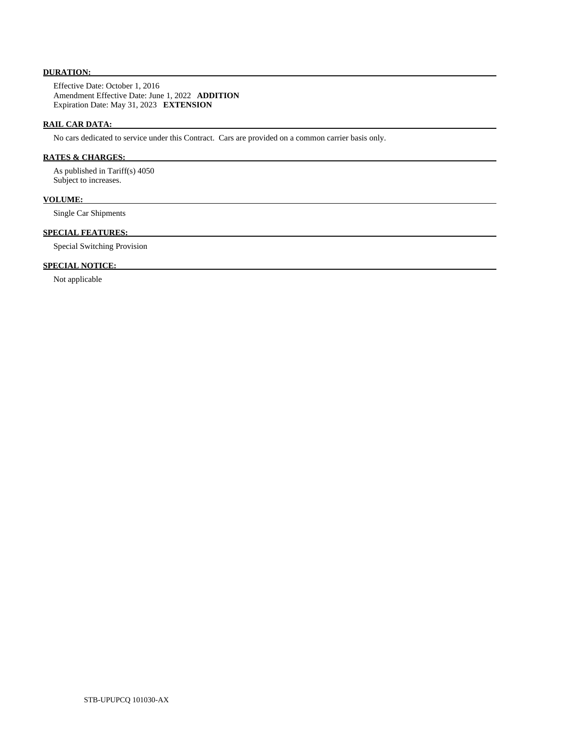**DURATION:**

Effective Date: October 1, 2016
Amendment Effective Date: June 1, 2022 **ADDITION**
Expiration Date: May 31, 2023 **EXTENSION**

**RAIL CAR DATA:**

No cars dedicated to service under this Contract. Cars are provided on a common carrier basis only.

**RATES & CHARGES:**

As published in Tariff(s) 4050
Subject to increases.

**VOLUME:**

Single Car Shipments

**SPECIAL FEATURES:**

Special Switching Provision

**SPECIAL NOTICE:**

Not applicable

STB-UPUPCQ 101030-AX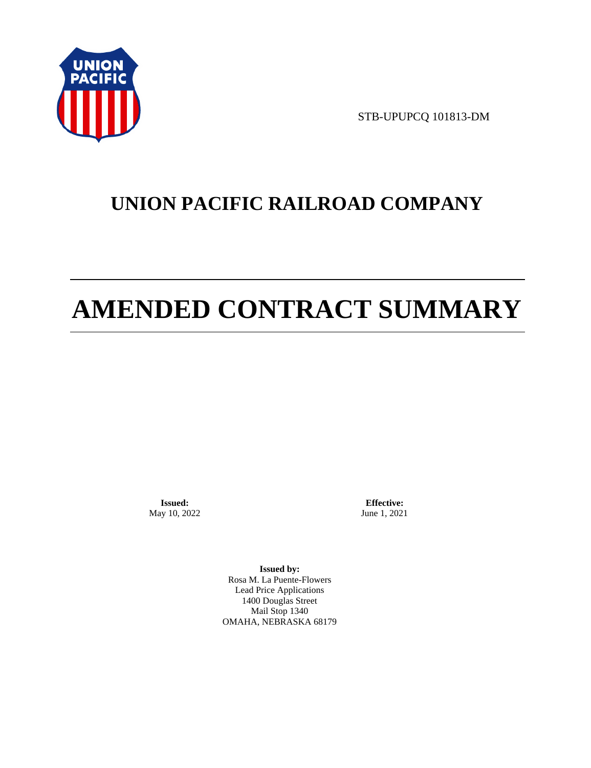STB-UPUPCQ 101813-DM

# UNION PACIFIC RAILROAD COMPANY

# AMENDED CONTRACT SUMMARY

**Issued:**
May 10, 2022

**Effective:**
June 1, 2021

**Issued by:**
Rosa M. La Puente-Flowers
Lead Price Applications
1400 Douglas Street
Mail Stop 1340
OMAHA, NEBRASKA 68179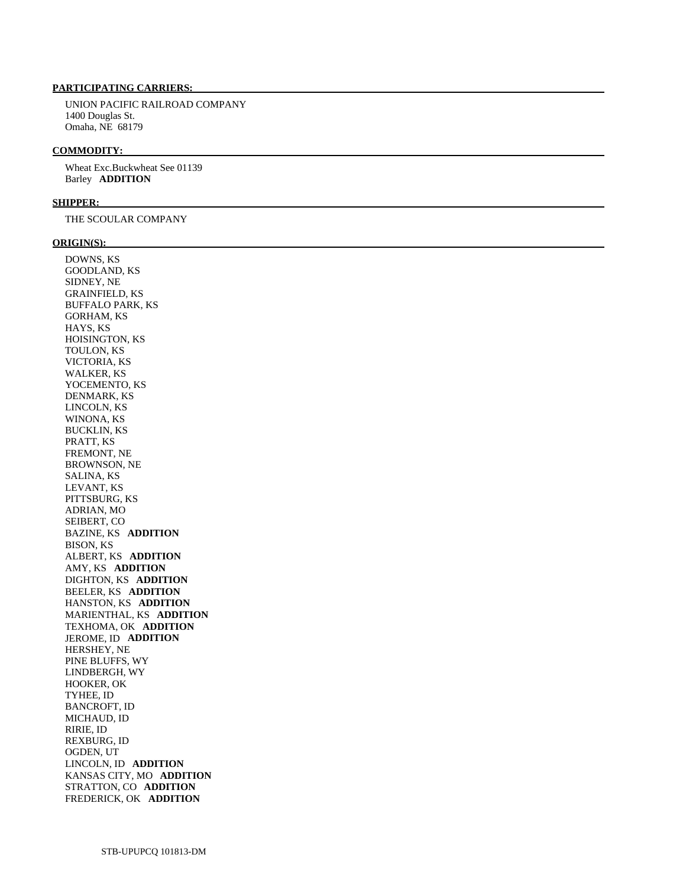**PARTICIPATING CARRIERS:**

UNION PACIFIC RAILROAD COMPANY
1400 Douglas St.
Omaha, NE 68179

**COMMODITY:**

Wheat Exc.Buckwheat See 01139
Barley **ADDITION**

**SHIPPER:**

THE SCOULAR COMPANY

**ORIGIN(S):**

DOWNS, KS
GOODLAND, KS
SIDNEY, NE
GRAINFIELD, KS
BUFFALO PARK, KS
GORHAM, KS
HAYS, KS
HOISINGTON, KS
TOULON, KS
VICTORIA, KS
WALKER, KS
YOCEMENTO, KS
DENMARK, KS
LINCOLN, KS
WINONA, KS
BUCKLIN, KS
PRATT, KS
FREMONT, NE
BROWNSON, NE
SALINA, KS
LEVANT, KS
PITTSBURG, KS
ADRIAN, MO
SEIBERT, CO
BAZINE, KS **ADDITION**
BISON, KS
ALBERT, KS **ADDITION**
AMY, KS **ADDITION**
DIGHTON, KS **ADDITION**
BEELER, KS **ADDITION**
HANSTON, KS **ADDITION**
MARIENTHAL, KS **ADDITION**
TEXHOMA, OK **ADDITION**
JEROME, ID **ADDITION**
HERSHEY, NE
PINE BLUFFS, WY
LINDBERGH, WY
HOOKER, OK
TYHEE, ID
BANCROFT, ID
MICHAUD, ID
RIRIE, ID
REXBURG, ID
OGDEN, UT
LINCOLN, ID **ADDITION**
KANSAS CITY, MO **ADDITION**
STRATTON, CO **ADDITION**
FREDERICK, OK **ADDITION**

STB-UPUPCQ 101813-DM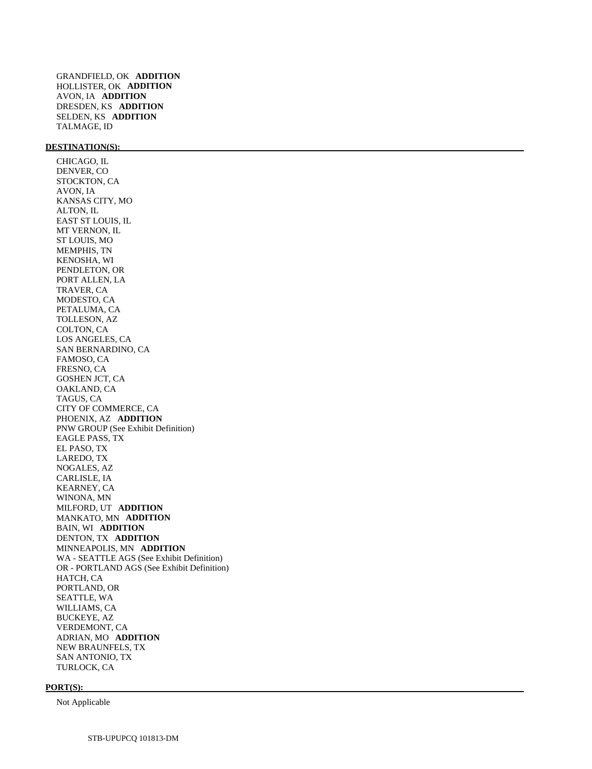GRANDFIELD, OK **ADDITION**
HOLLISTER, OK **ADDITION**
AVON, IA **ADDITION**
DRESDEN, KS **ADDITION**
SELDEN, KS **ADDITION**
TALMAGE, ID

**DESTINATION(S):**

CHICAGO, IL
DENVER, CO
STOCKTON, CA
AVON, IA
KANSAS CITY, MO
ALTON, IL
EAST ST LOUIS, IL
MT VERNON, IL
ST LOUIS, MO
MEMPHIS, TN
KENOSHA, WI
PENDLETON, OR
PORT ALLEN, LA
TRAVER, CA
MODESTO, CA
PETALUMA, CA
TOLLESON, AZ
COLTON, CA
LOS ANGELES, CA
SAN BERNARDINO, CA
FAMOSO, CA
FRESNO, CA
GOSHEN JCT, CA
OAKLAND, CA
TAGUS, CA
CITY OF COMMERCE, CA
PHOENIX, AZ **ADDITION**
PNW GROUP (See Exhibit Definition)
EAGLE PASS, TX
EL PASO, TX
LAREDO, TX
NOGALES, AZ
CARLISLE, IA
KEARNEY, CA
WINONA, MN
MILFORD, UT **ADDITION**
MANKATO, MN **ADDITION**
BAIN, WI **ADDITION**
DENTON, TX **ADDITION**
MINNEAPOLIS, MN **ADDITION**
WA - SEATTLE AGS (See Exhibit Definition)
OR - PORTLAND AGS (See Exhibit Definition)
HATCH, CA
PORTLAND, OR
SEATTLE, WA
WILLIAMS, CA
BUCKEYE, AZ
VERDEMONT, CA
ADRIAN, MO **ADDITION**
NEW BRAUNFELS, TX
SAN ANTONIO, TX
TURLOCK, CA

**PORT(S):**

Not Applicable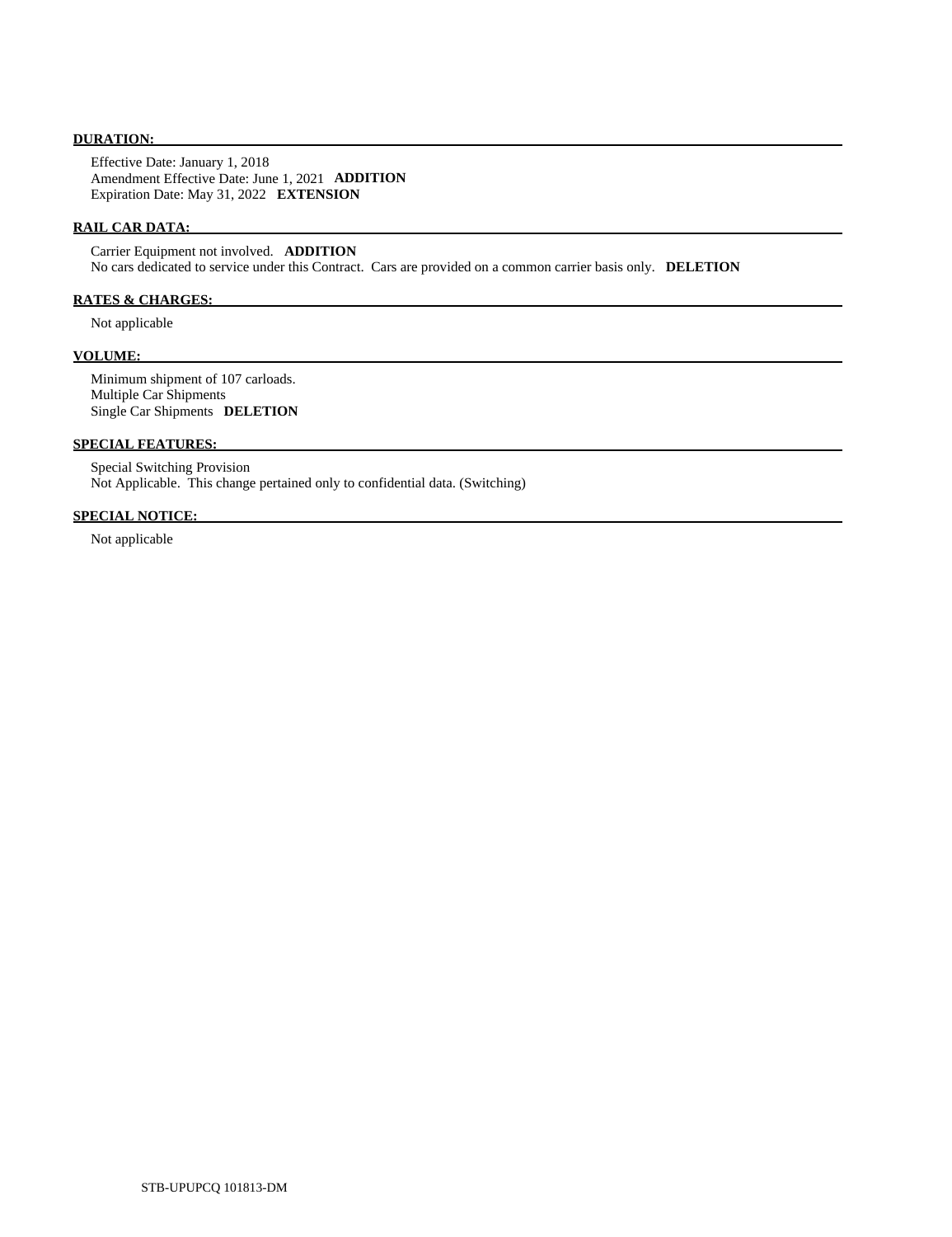**DURATION:**

Effective Date: January 1, 2018
Amendment Effective Date: June 1, 2021 **ADDITION**
Expiration Date: May 31, 2022 **EXTENSION**

**RAIL CAR DATA:**

Carrier Equipment not involved. **ADDITION**
No cars dedicated to service under this Contract. Cars are provided on a common carrier basis only. **DELETION**

**RATES & CHARGES:**

Not applicable

**VOLUME:**

Minimum shipment of 107 carloads.
Multiple Car Shipments
Single Car Shipments **DELETION**

**SPECIAL FEATURES:**

Special Switching Provision
Not Applicable. This change pertained only to confidential data. (Switching)

**SPECIAL NOTICE:**

Not applicable

STB-UPUPCQ 101813-DM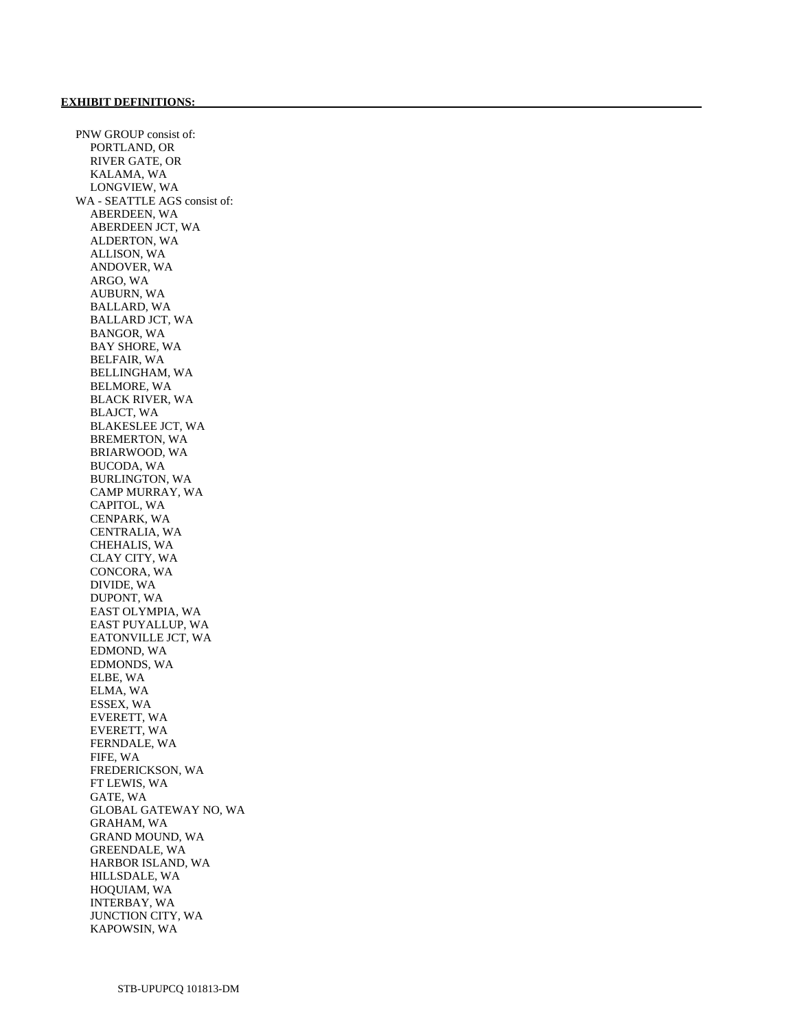**EXHIBIT DEFINITIONS:**

PNW GROUP consist of:
- PORTLAND, OR
- RIVER GATE, OR
- KALAMA, WA
- LONGVIEW, WA

WA - SEATTLE AGS consist of:
- ABERDEEN, WA
- ABERDEEN JCT, WA
- ALDERTON, WA
- ALLISON, WA
- ANDOVER, WA
- ARGO, WA
- AUBURN, WA
- BALLARD, WA
- BALLARD JCT, WA
- BANGOR, WA
- BAY SHORE, WA
- BELFAIR, WA
- BELLINGHAM, WA
- BELMORE, WA
- BLACK RIVER, WA
- BLAJCT, WA
- BLAKESLEE JCT, WA
- BREMERTON, WA
- BRIARWOOD, WA
- BUCODA, WA
- BURLINGTON, WA
- CAMP MURRAY, WA
- CAPITOL, WA
- CENPARK, WA
- CENTRALIA, WA
- CHEHALIS, WA
- CLAY CITY, WA
- CONCORA, WA
- DIVIDE, WA
- DUPONT, WA
- EAST OLYMPIA, WA
- EAST PUYALLUP, WA
- EATONVILLE JCT, WA
- EDMOND, WA
- EDMONDS, WA
- ELBE, WA
- ELMA, WA
- ESSEX, WA
- EVERETT, WA
- EVERETT, WA
- FERNDALE, WA
- FIFE, WA
- FREDERICKSON, WA
- FT LEWIS, WA
- GATE, WA
- GLOBAL GATEWAY NO, WA
- GRAHAM, WA
- GRAND MOUND, WA
- GREENDALE, WA
- HARBOR ISLAND, WA
- HILLSDALE, WA
- HOQUIAM, WA
- INTERBAY, WA
- JUNCTION CITY, WA
- KAPOWSIN, WA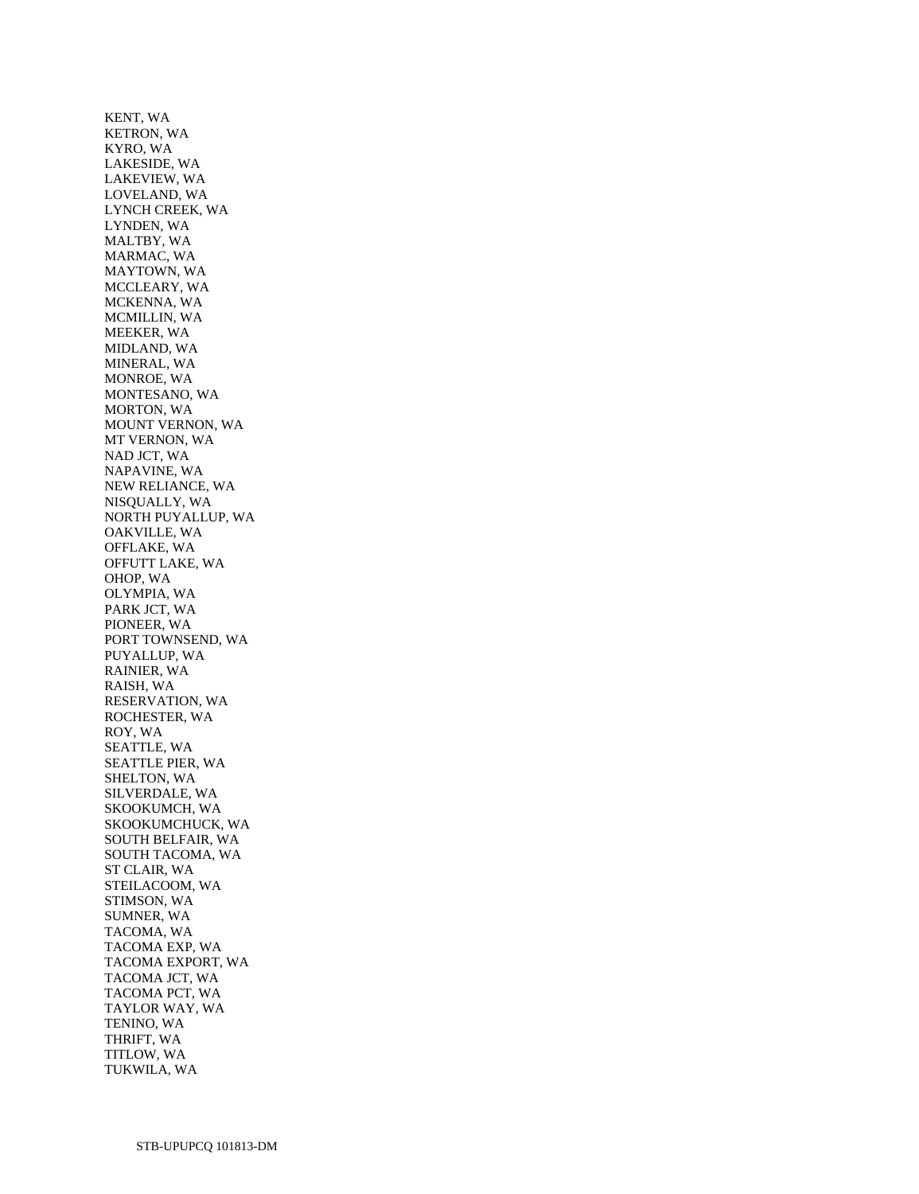KENT, WA
KETRON, WA
KYRO, WA
LAKESIDE, WA
LAKEVIEW, WA
LOVELAND, WA
LYNCH CREEK, WA
LYNDEN, WA
MALTBY, WA
MARMAC, WA
MAYTOWN, WA
MCCLEARY, WA
MCKENNA, WA
MCMILLIN, WA
MEEKER, WA
MIDLAND, WA
MINERAL, WA
MONROE, WA
MONTESANO, WA
MORTON, WA
MOUNT VERNON, WA
MT VERNON, WA
NAD JCT, WA
NAPAVINE, WA
NEW RELIANCE, WA
NISQUALLY, WA
NORTH PUYALLUP, WA
OAKVILLE, WA
OFFLAKE, WA
OFFUTT LAKE, WA
OHOP, WA
OLYMPIA, WA
PARK JCT, WA
PIONEER, WA
PORT TOWNSEND, WA
PUYALLUP, WA
RAINIER, WA
RAISH, WA
RESERVATION, WA
ROCHESTER, WA
ROY, WA
SEATTLE, WA
SEATTLE PIER, WA
SHELTON, WA
SILVERDALE, WA
SKOOKUMCH, WA
SKOOKUMCHUCK, WA
SOUTH BELFAIR, WA
SOUTH TACOMA, WA
ST CLAIR, WA
STEILACOOM, WA
STIMSON, WA
SUMNER, WA
TACOMA, WA
TACOMA EXP, WA
TACOMA EXPORT, WA
TACOMA JCT, WA
TACOMA PCT, WA
TAYLOR WAY, WA
TENINO, WA
THRIFT, WA
TITLOW, WA
TUKWILA, WA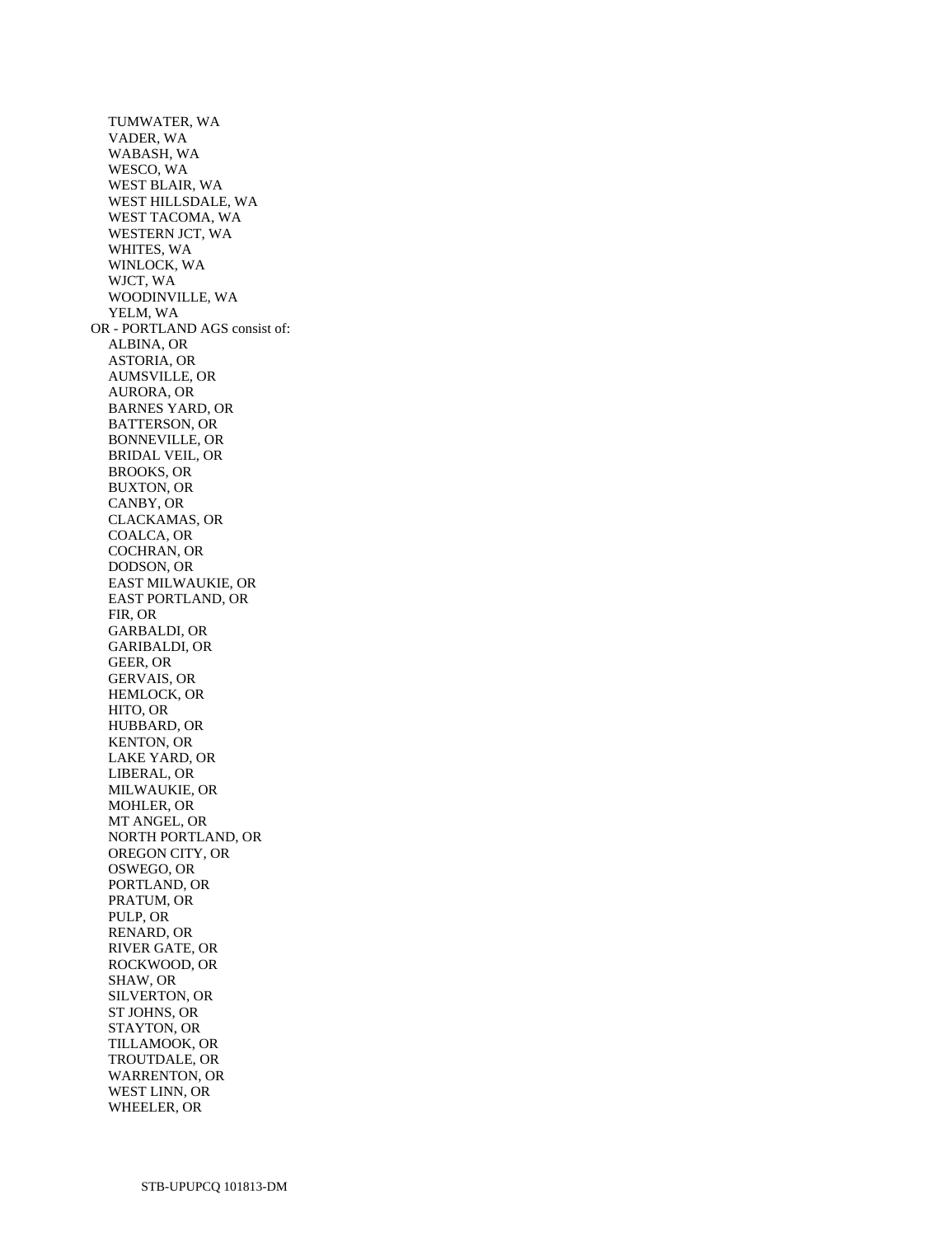TUMWATER, WA
VADER, WA
WABASH, WA
WESCO, WA
WEST BLAIR, WA
WEST HILLSDALE, WA
WEST TACOMA, WA
WESTERN JCT, WA
WHITES, WA
WINLOCK, WA
WJCT, WA
WOODINVILLE, WA
YELM, WA

OR - PORTLAND AGS consist of:

ALBINA, OR
ASTORIA, OR
AUMSVILLE, OR
AURORA, OR
BARNES YARD, OR
BATTERSON, OR
BONNEVILLE, OR
BRIDAL VEIL, OR
BROOKS, OR
BUXTON, OR
CANBY, OR
CLACKAMAS, OR
COALCA, OR
COCHRAN, OR
DODSON, OR
EAST MILWAUKIE, OR
EAST PORTLAND, OR
FIR, OR
GARBALDI, OR
GARIBALDI, OR
GEER, OR
GERVAIS, OR
HEMLOCK, OR
HITO, OR
HUBBARD, OR
KENTON, OR
LAKE YARD, OR
LIBERAL, OR
MILWAUKIE, OR
MOHLER, OR
MT ANGEL, OR
NORTH PORTLAND, OR
OREGON CITY, OR
OSWEGO, OR
PORTLAND, OR
PRATUM, OR
PULP, OR
RENARD, OR
RIVER GATE, OR
ROCKWOOD, OR
SHAW, OR
SILVERTON, OR
ST JOHNS, OR
STAYTON, OR
TILLAMOOK, OR
TROUTDALE, OR
WARRENTON, OR
WEST LINN, OR
WHEELER, OR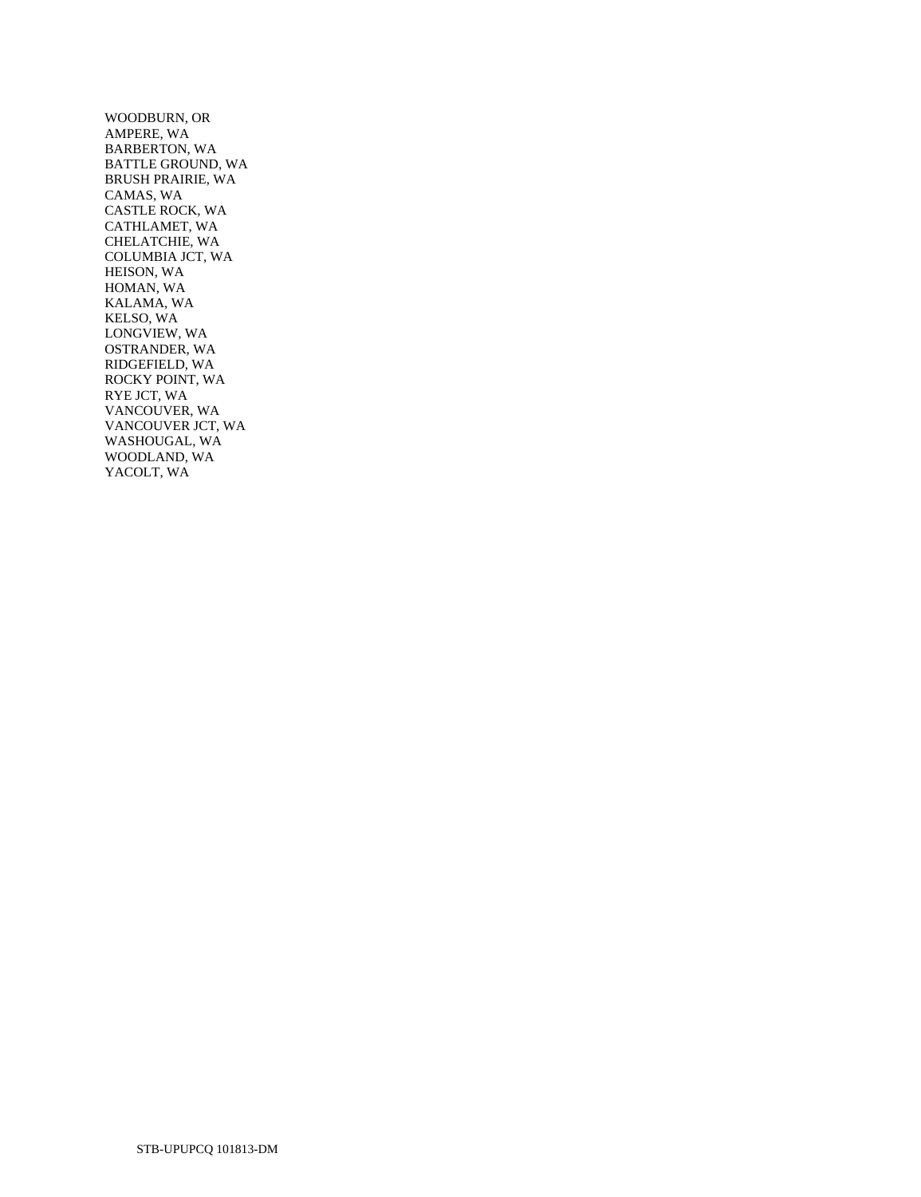WOODBURN, OR
AMPERE, WA
BARBERTON, WA
BATTLE GROUND, WA
BRUSH PRAIRIE, WA
CAMAS, WA
CASTLE ROCK, WA
CATHLAMET, WA
CHELATCHIE, WA
COLUMBIA JCT, WA
HEISON, WA
HOMAN, WA
KALAMA, WA
KELSO, WA
LONGVIEW, WA
OSTRANDER, WA
RIDGEFIELD, WA
ROCKY POINT, WA
RYE JCT, WA
VANCOUVER, WA
VANCOUVER JCT, WA
WASHOUGAL, WA
WOODLAND, WA
YACOLT, WA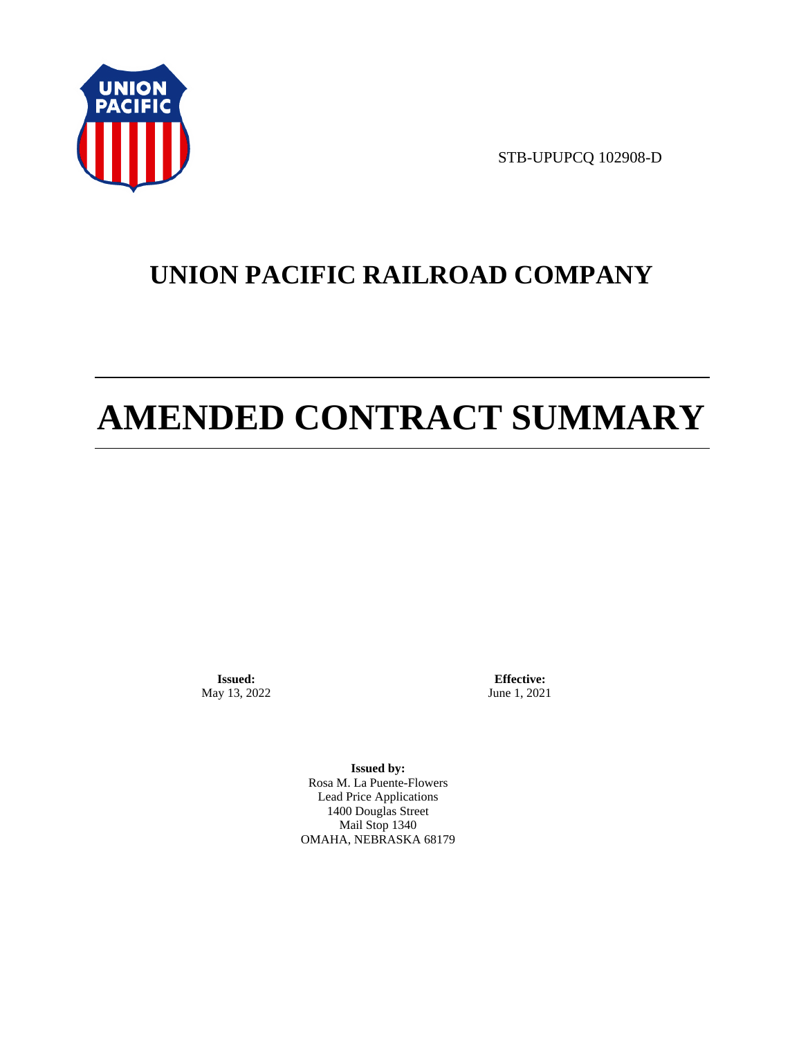STB-UPUPCQ 102908-D

# UNION PACIFIC RAILROAD COMPANY

# AMENDED CONTRACT SUMMARY

**Issued:**
May 13, 2022

**Effective:**
June 1, 2021

**Issued by:**
Rosa M. La Puente-Flowers
Lead Price Applications
1400 Douglas Street
Mail Stop 1340
OMAHA, NEBRASKA 68179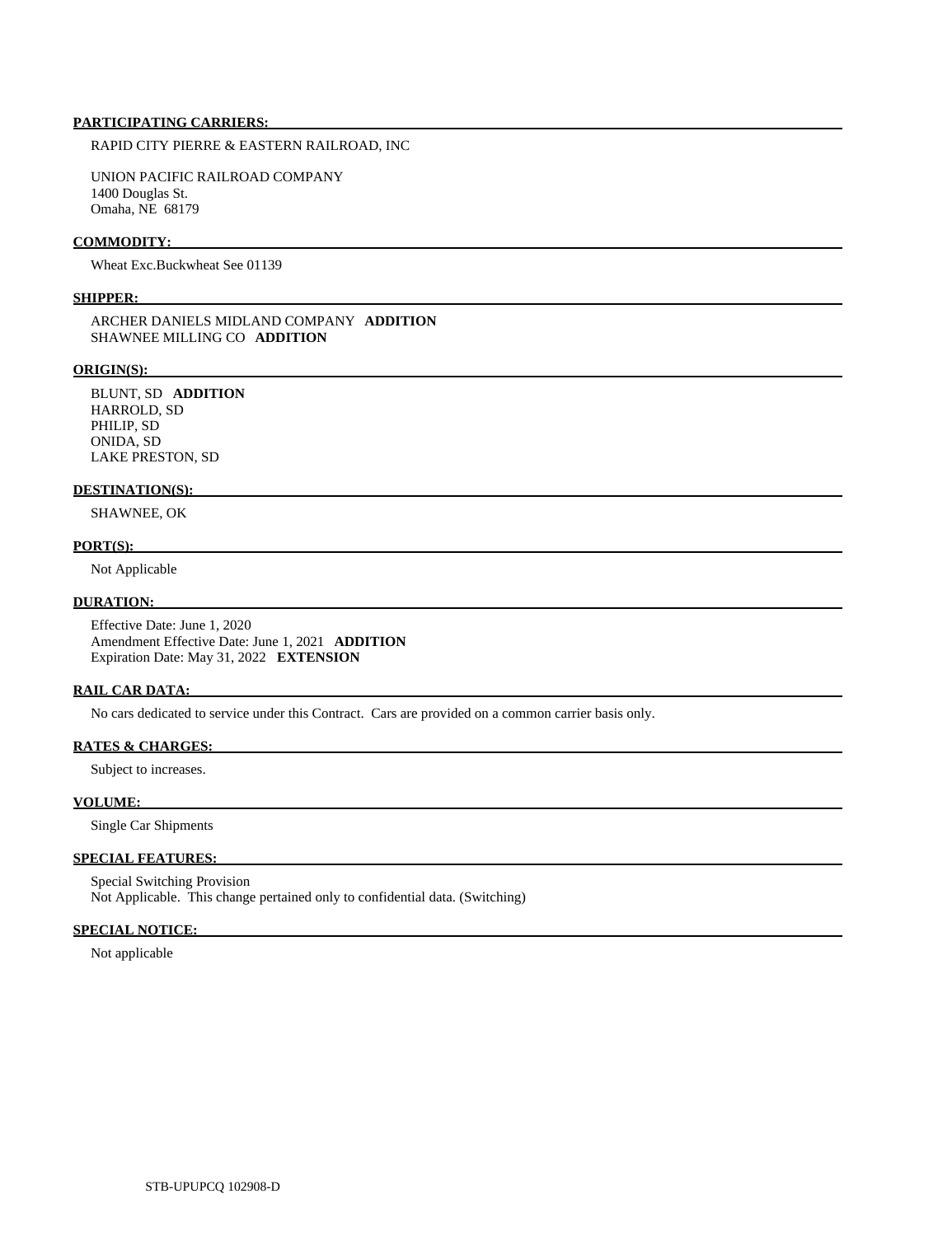**PARTICIPATING CARRIERS:**

RAPID CITY PIERRE & EASTERN RAILROAD, INC

UNION PACIFIC RAILROAD COMPANY
1400 Douglas St.
Omaha, NE 68179

**COMMODITY:**

Wheat Exc.Buckwheat See 01139

**SHIPPER:**

ARCHER DANIELS MIDLAND COMPANY **ADDITION**
SHAWNEE MILLING CO **ADDITION**

**ORIGIN(S):**

BLUNT, SD **ADDITION**
HARROLD, SD
PHILIP, SD
ONIDA, SD
LAKE PRESTON, SD

**DESTINATION(S):**

SHAWNEE, OK

**PORT(S):**

Not Applicable

**DURATION:**

Effective Date: June 1, 2020
Amendment Effective Date: June 1, 2021 **ADDITION**
Expiration Date: May 31, 2022 **EXTENSION**

**RAIL CAR DATA:**

No cars dedicated to service under this Contract. Cars are provided on a common carrier basis only.

**RATES & CHARGES:**

Subject to increases.

**VOLUME:**

Single Car Shipments

**SPECIAL FEATURES:**

Special Switching Provision
Not Applicable. This change pertained only to confidential data. (Switching)

**SPECIAL NOTICE:**

Not applicable

STB-UPUPCQ 102908-D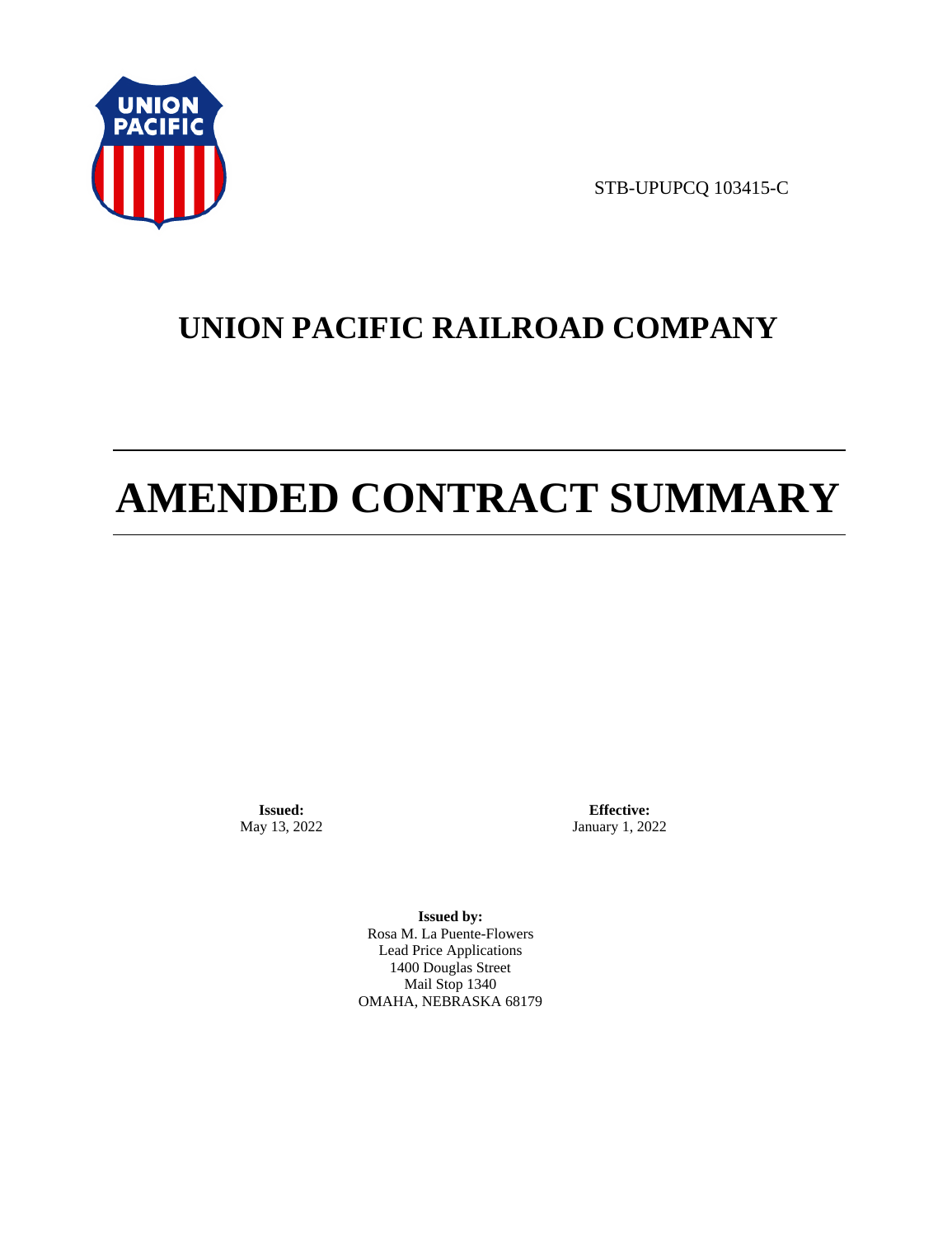STB-UPUPCQ 103415-C

# UNION PACIFIC RAILROAD COMPANY

# AMENDED CONTRACT SUMMARY

**Issued:**
May 13, 2022

**Effective:**
January 1, 2022

**Issued by:**
Rosa M. La Puente-Flowers
Lead Price Applications
1400 Douglas Street
Mail Stop 1340
OMAHA, NEBRASKA 68179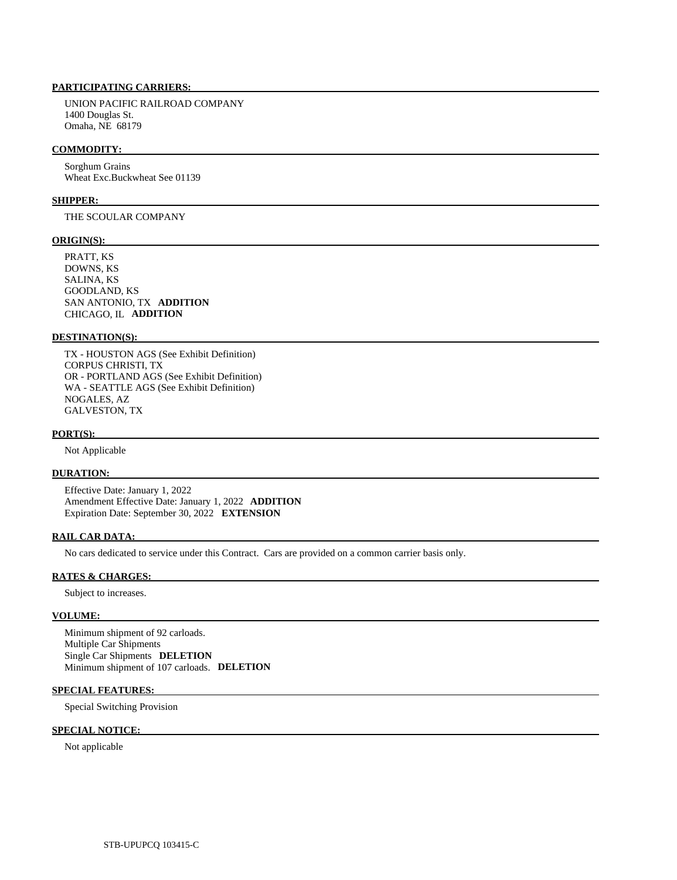**PARTICIPATING CARRIERS:**

UNION PACIFIC RAILROAD COMPANY
1400 Douglas St.
Omaha, NE 68179

**COMMODITY:**

Sorghum Grains
Wheat Exc.Buckwheat See 01139

**SHIPPER:**

THE SCOULAR COMPANY

**ORIGIN(S):**

PRATT, KS
DOWNS, KS
SALINA, KS
GOODLAND, KS
SAN ANTONIO, TX **ADDITION**
CHICAGO, IL **ADDITION**

**DESTINATION(S):**

TX - HOUSTON AGS (See Exhibit Definition)
CORPUS CHRISTI, TX
OR - PORTLAND AGS (See Exhibit Definition)
WA - SEATTLE AGS (See Exhibit Definition)
NOGALES, AZ
GALVESTON, TX

**PORT(S):**

Not Applicable

**DURATION:**

Effective Date: January 1, 2022
Amendment Effective Date: January 1, 2022 **ADDITION**
Expiration Date: September 30, 2022 **EXTENSION**

**RAIL CAR DATA:**

No cars dedicated to service under this Contract. Cars are provided on a common carrier basis only.

**RATES & CHARGES:**

Subject to increases.

**VOLUME:**

Minimum shipment of 92 carloads.
Multiple Car Shipments
Single Car Shipments **DELETION**
Minimum shipment of 107 carloads. **DELETION**

**SPECIAL FEATURES:**

Special Switching Provision

**SPECIAL NOTICE:**

Not applicable

STB-UPUPCQ 103415-C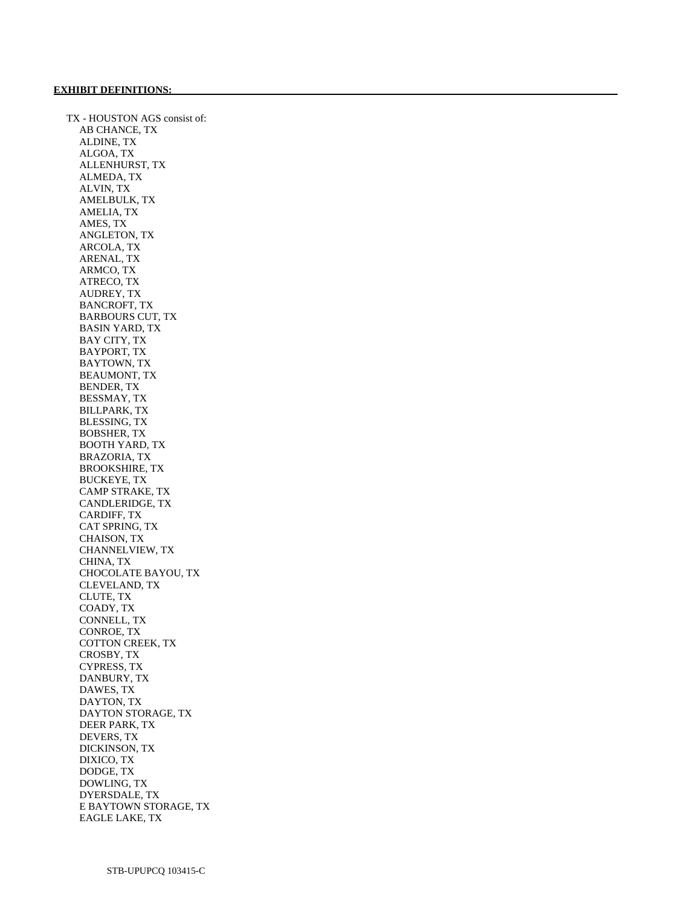**EXHIBIT DEFINITIONS:**

TX - HOUSTON AGS consist of:

- AB CHANCE, TX
- ALDINE, TX
- ALGOA, TX
- ALLENHURST, TX
- ALMEDA, TX
- ALVIN, TX
- AMELBULK, TX
- AMELIA, TX
- AMES, TX
- ANGLETON, TX
- ARCOLA, TX
- ARENAL, TX
- ARMCO, TX
- ATRECO, TX
- AUDREY, TX
- BANCROFT, TX
- BARBOURS CUT, TX
- BASIN YARD, TX
- BAY CITY, TX
- BAYPORT, TX
- BAYTOWN, TX
- BEAUMONT, TX
- BENDER, TX
- BESSMAY, TX
- BILLPARK, TX
- BLESSING, TX
- BOBSHER, TX
- BOOTH YARD, TX
- BRAZORIA, TX
- BROOKSHIRE, TX
- BUCKEYE, TX
- CAMP STRAKE, TX
- CANDLERIDGE, TX
- CARDIFF, TX
- CAT SPRING, TX
- CHAISON, TX
- CHANNELVIEW, TX
- CHINA, TX
- CHOCOLATE BAYOU, TX
- CLEVELAND, TX
- CLUTE, TX
- COADY, TX
- CONNELL, TX
- CONROE, TX
- COTTON CREEK, TX
- CROSBY, TX
- CYPRESS, TX
- DANBURY, TX
- DAWES, TX
- DAYTON, TX
- DAYTON STORAGE, TX
- DEER PARK, TX
- DEVERS, TX
- DICKINSON, TX
- DIXICO, TX
- DODGE, TX
- DOWLING, TX
- DYERSDALE, TX
- E BAYTOWN STORAGE, TX
- EAGLE LAKE, TX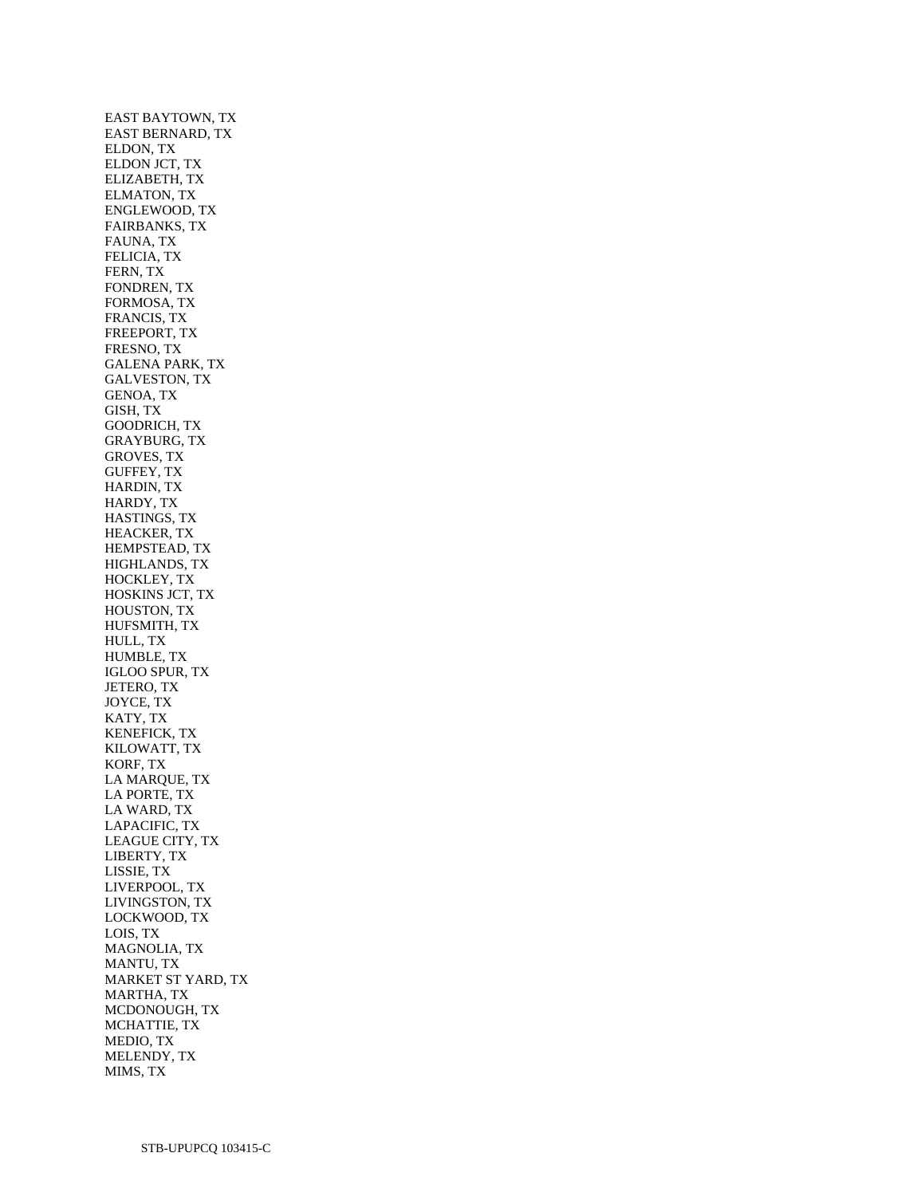EAST BAYTOWN, TX
EAST BERNARD, TX
ELDON, TX
ELDON JCT, TX
ELIZABETH, TX
ELMATON, TX
ENGLEWOOD, TX
FAIRBANKS, TX
FAUNA, TX
FELICIA, TX
FERN, TX
FONDREN, TX
FORMOSA, TX
FRANCIS, TX
FREEPORT, TX
FRESNO, TX
GALENA PARK, TX
GALVESTON, TX
GENOA, TX
GISH, TX
GOODRICH, TX
GRAYBURG, TX
GROVES, TX
GUFFEY, TX
HARDIN, TX
HARDY, TX
HASTINGS, TX
HEACKER, TX
HEMPSTEAD, TX
HIGHLANDS, TX
HOCKLEY, TX
HOSKINS JCT, TX
HOUSTON, TX
HUFSMITH, TX
HULL, TX
HUMBLE, TX
IGLOO SPUR, TX
JETERO, TX
JOYCE, TX
KATY, TX
KENEFICK, TX
KILOWATT, TX
KORF, TX
LA MARQUE, TX
LA PORTE, TX
LA WARD, TX
LAPACIFIC, TX
LEAGUE CITY, TX
LIBERTY, TX
LISSIE, TX
LIVERPOOL, TX
LIVINGSTON, TX
LOCKWOOD, TX
LOIS, TX
MAGNOLIA, TX
MANTU, TX
MARKET ST YARD, TX
MARTHA, TX
MCDONOUGH, TX
MCHATTIE, TX
MEDIO, TX
MELENDY, TX
MIMS, TX

STB-UPUPCQ 103415-C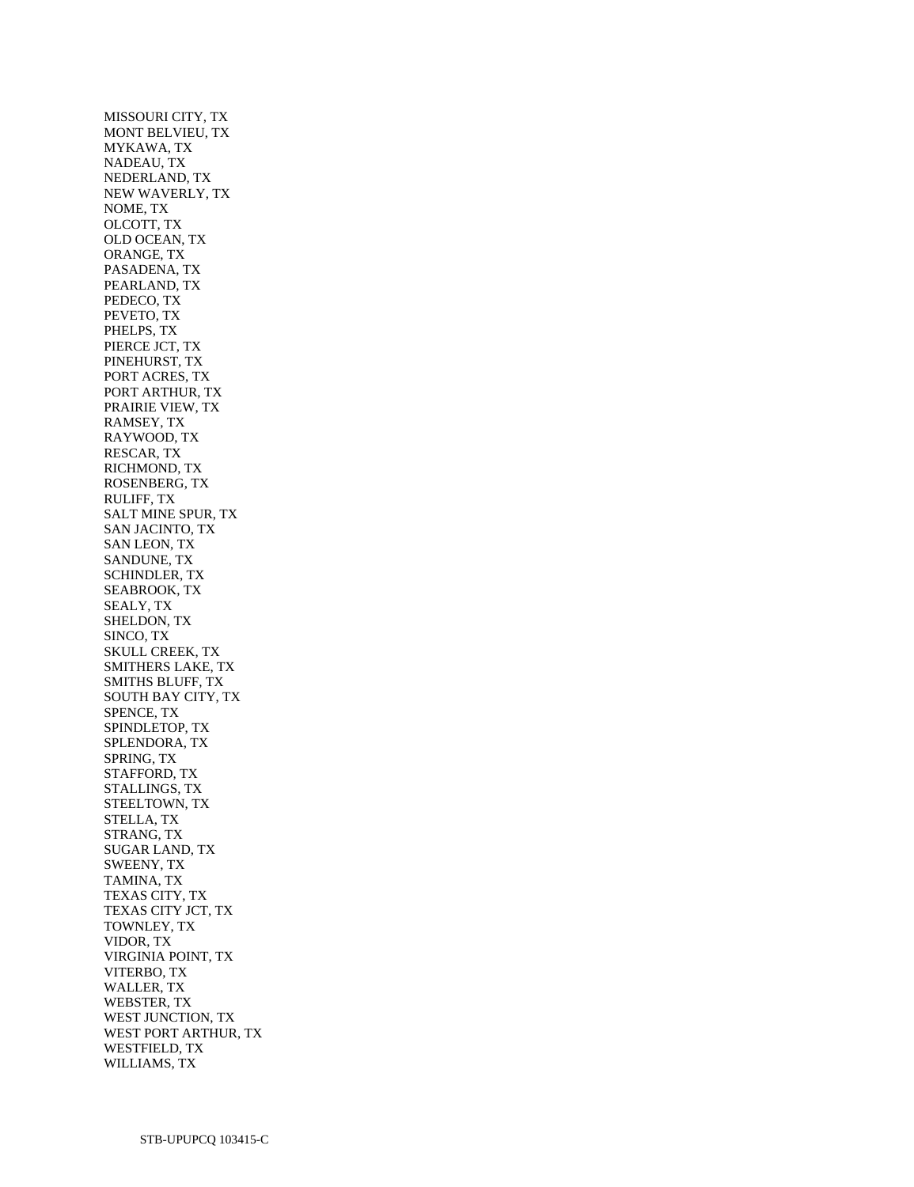MISSOURI CITY, TX
MONT BELVIEU, TX
MYKAWA, TX
NADEAU, TX
NEDERLAND, TX
NEW WAVERLY, TX
NOME, TX
OLCOTT, TX
OLD OCEAN, TX
ORANGE, TX
PASADENA, TX
PEARLAND, TX
PEDECO, TX
PEVETO, TX
PHELPS, TX
PIERCE JCT, TX
PINEHURST, TX
PORT ACRES, TX
PORT ARTHUR, TX
PRAIRIE VIEW, TX
RAMSEY, TX
RAYWOOD, TX
RESCAR, TX
RICHMOND, TX
ROSENBERG, TX
RULIFF, TX
SALT MINE SPUR, TX
SAN JACINTO, TX
SAN LEON, TX
SANDUNE, TX
SCHINDLER, TX
SEABROOK, TX
SEALY, TX
SHELDON, TX
SINCO, TX
SKULL CREEK, TX
SMITHERS LAKE, TX
SMITHS BLUFF, TX
SOUTH BAY CITY, TX
SPENCE, TX
SPINDLETOP, TX
SPLENDORA, TX
SPRING, TX
STAFFORD, TX
STALLINGS, TX
STEELTOWN, TX
STELLA, TX
STRANG, TX
SUGAR LAND, TX
SWEENY, TX
TAMINA, TX
TEXAS CITY, TX
TEXAS CITY JCT, TX
TOWNLEY, TX
VIDOR, TX
VIRGINIA POINT, TX
VITERBO, TX
WALLER, TX
WEBSTER, TX
WEST JUNCTION, TX
WEST PORT ARTHUR, TX
WESTFIELD, TX
WILLIAMS, TX

STB-UPUPCQ 103415-C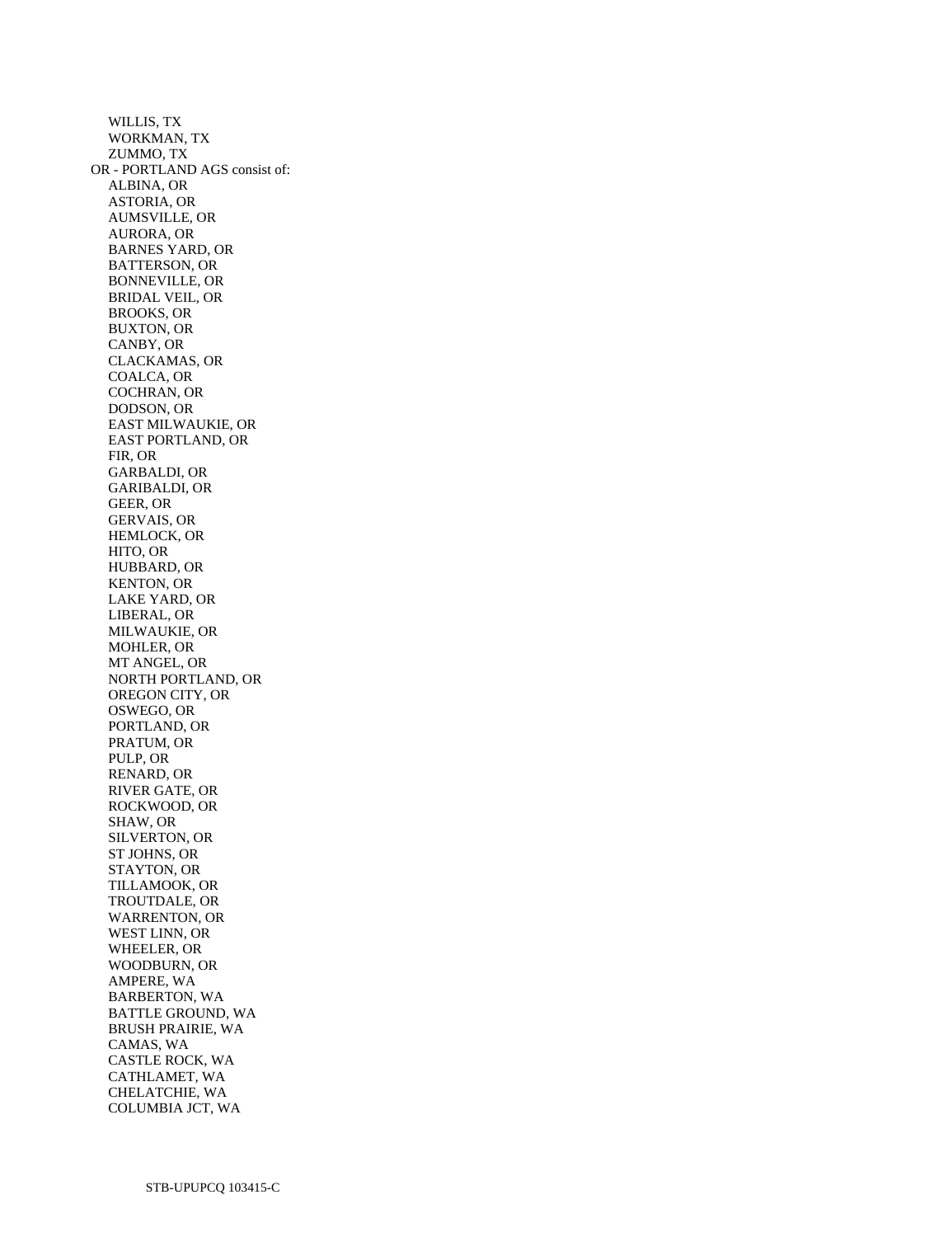WILLIS, TX
WORKMAN, TX
ZUMMO, TX

OR - PORTLAND AGS consist of:

ALBINA, OR
ASTORIA, OR
AUMSVILLE, OR
AURORA, OR
BARNES YARD, OR
BATTERSON, OR
BONNEVILLE, OR
BRIDAL VEIL, OR
BROOKS, OR
BUXTON, OR
CANBY, OR
CLACKAMAS, OR
COALCA, OR
COCHRAN, OR
DODSON, OR
EAST MILWAUKIE, OR
EAST PORTLAND, OR
FIR, OR
GARBALDI, OR
GARIBALDI, OR
GEER, OR
GERVAIS, OR
HEMLOCK, OR
HITO, OR
HUBBARD, OR
KENTON, OR
LAKE YARD, OR
LIBERAL, OR
MILWAUKIE, OR
MOHLER, OR
MT ANGEL, OR
NORTH PORTLAND, OR
OREGON CITY, OR
OSWEGO, OR
PORTLAND, OR
PRATUM, OR
PULP, OR
RENARD, OR
RIVER GATE, OR
ROCKWOOD, OR
SHAW, OR
SILVERTON, OR
ST JOHNS, OR
STAYTON, OR
TILLAMOOK, OR
TROUTDALE, OR
WARRENTON, OR
WEST LINN, OR
WHEELER, OR
WOODBURN, OR
AMPERE, WA
BARBERTON, WA
BATTLE GROUND, WA
BRUSH PRAIRIE, WA
CAMAS, WA
CASTLE ROCK, WA
CATHLAMET, WA
CHELATCHIE, WA
COLUMBIA JCT, WA

STB-UPUPCQ 103415-C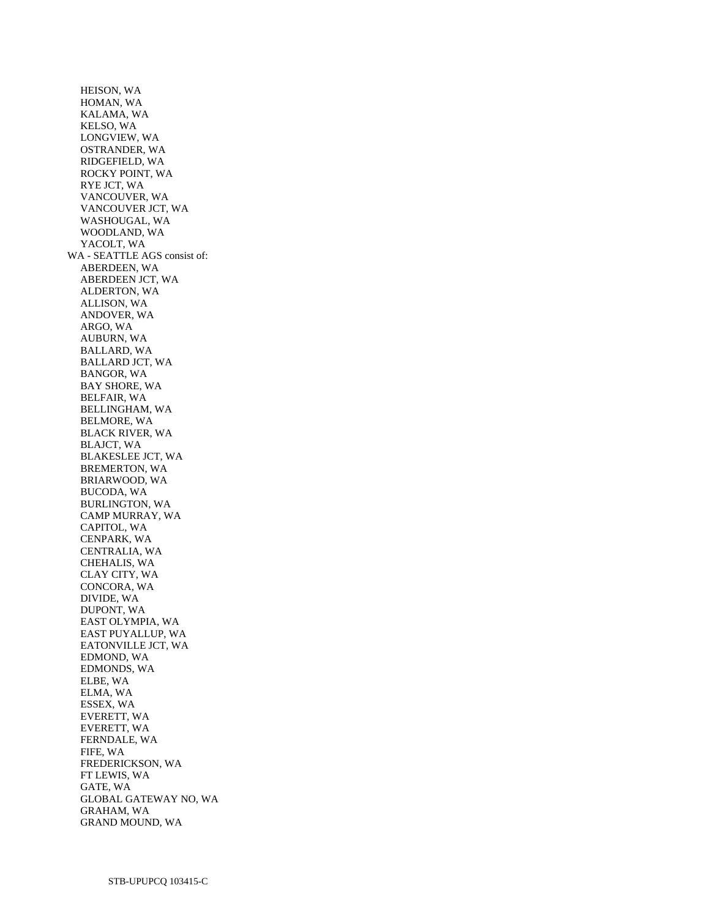HEISON, WA
HOMAN, WA
KALAMA, WA
KELSO, WA
LONGVIEW, WA
OSTRANDER, WA
RIDGEFIELD, WA
ROCKY POINT, WA
RYE JCT, WA
VANCOUVER, WA
VANCOUVER JCT, WA
WASHOUGAL, WA
WOODLAND, WA
YACOLT, WA

WA - SEATTLE AGS consist of:

ABERDEEN, WA
ABERDEEN JCT, WA
ALDERTON, WA
ALLISON, WA
ANDOVER, WA
ARGO, WA
AUBURN, WA
BALLARD, WA
BALLARD JCT, WA
BANGOR, WA
BAY SHORE, WA
BELFAIR, WA
BELLINGHAM, WA
BELMORE, WA
BLACK RIVER, WA
BLAJCT, WA
BLAKESLEE JCT, WA
BREMERTON, WA
BRIARWOOD, WA
BUCODA, WA
BURLINGTON, WA
CAMP MURRAY, WA
CAPITOL, WA
CENPARK, WA
CENTRALIA, WA
CHEHALIS, WA
CLAY CITY, WA
CONCORA, WA
DIVIDE, WA
DUPONT, WA
EAST OLYMPIA, WA
EAST PUYALLUP, WA
EATONVILLE JCT, WA
EDMOND, WA
EDMONDS, WA
ELBE, WA
ELMA, WA
ESSEX, WA
EVERETT, WA
EVERETT, WA
FERNDALE, WA
FIFE, WA
FREDERICKSON, WA
FT LEWIS, WA
GATE, WA
GLOBAL GATEWAY NO, WA
GRAHAM, WA
GRAND MOUND, WA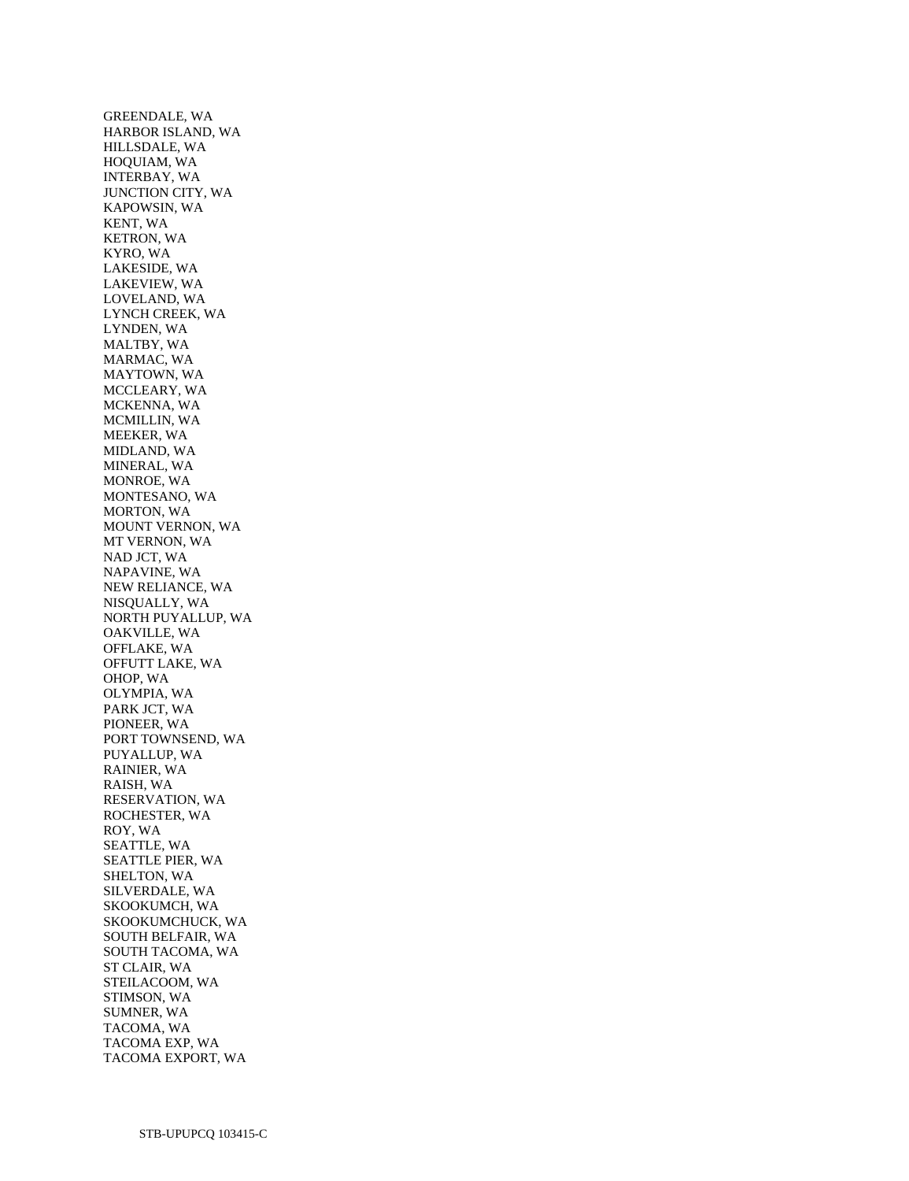GREENDALE, WA
HARBOR ISLAND, WA
HILLSDALE, WA
HOQUIAM, WA
INTERBAY, WA
JUNCTION CITY, WA
KAPOWSIN, WA
KENT, WA
KETRON, WA
KYRO, WA
LAKESIDE, WA
LAKEVIEW, WA
LOVELAND, WA
LYNCH CREEK, WA
LYNDEN, WA
MALTBY, WA
MARMAC, WA
MAYTOWN, WA
MCCLEARY, WA
MCKENNA, WA
MCMILLIN, WA
MEEKER, WA
MIDLAND, WA
MINERAL, WA
MONROE, WA
MONTESANO, WA
MORTON, WA
MOUNT VERNON, WA
MT VERNON, WA
NAD JCT, WA
NAPAVINE, WA
NEW RELIANCE, WA
NISQUALLY, WA
NORTH PUYALLUP, WA
OAKVILLE, WA
OFFLAKE, WA
OFFUTT LAKE, WA
OHOP, WA
OLYMPIA, WA
PARK JCT, WA
PIONEER, WA
PORT TOWNSEND, WA
PUYALLUP, WA
RAINIER, WA
RAISH, WA
RESERVATION, WA
ROCHESTER, WA
ROY, WA
SEATTLE, WA
SEATTLE PIER, WA
SHELTON, WA
SILVERDALE, WA
SKOOKUMCH, WA
SKOOKUMCHUCK, WA
SOUTH BELFAIR, WA
SOUTH TACOMA, WA
ST CLAIR, WA
STEILACOOM, WA
STIMSON, WA
SUMNER, WA
TACOMA, WA
TACOMA EXP, WA
TACOMA EXPORT, WA

STB-UPUPCQ 103415-C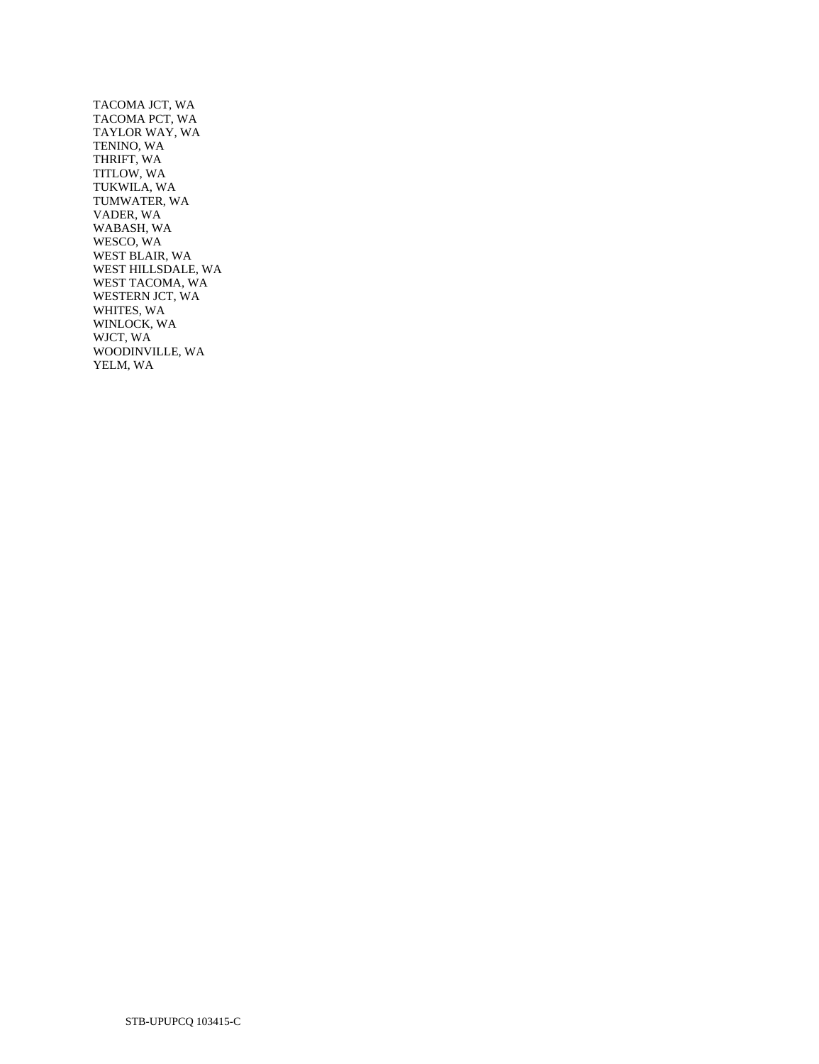TACOMA JCT, WA
TACOMA PCT, WA
TAYLOR WAY, WA
TENINO, WA
THRIFT, WA
TITLOW, WA
TUKWILA, WA
TUMWATER, WA
VADER, WA
WABASH, WA
WESCO, WA
WEST BLAIR, WA
WEST HILLSDALE, WA
WEST TACOMA, WA
WESTERN JCT, WA
WHITES, WA
WINLOCK, WA
WJCT, WA
WOODINVILLE, WA
YELM, WA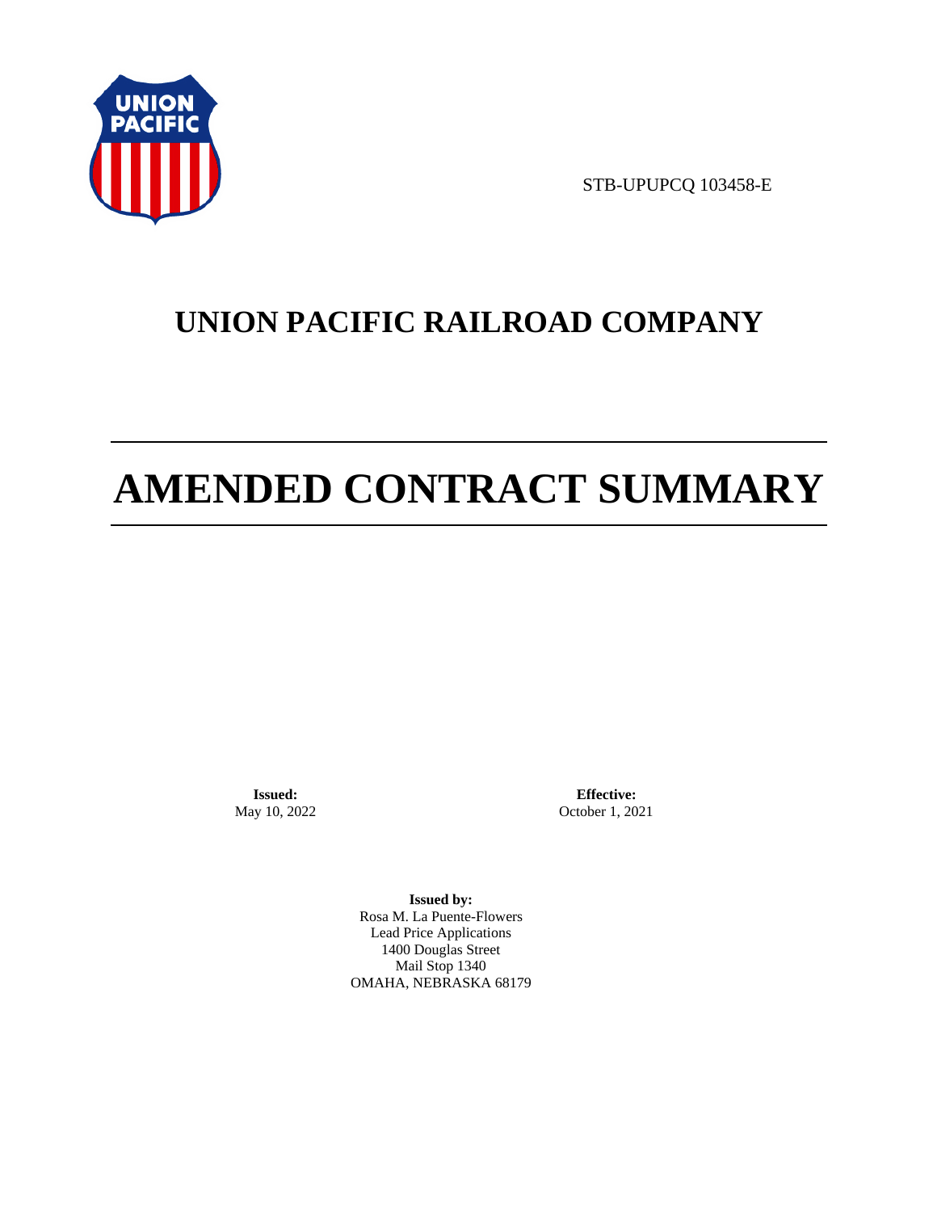STB-UPUPCQ 103458-E

# UNION PACIFIC RAILROAD COMPANY

# AMENDED CONTRACT SUMMARY

**Issued:**
May 10, 2022

**Effective:**
October 1, 2021

**Issued by:**
Rosa M. La Puente-Flowers
Lead Price Applications
1400 Douglas Street
Mail Stop 1340
OMAHA, NEBRASKA 68179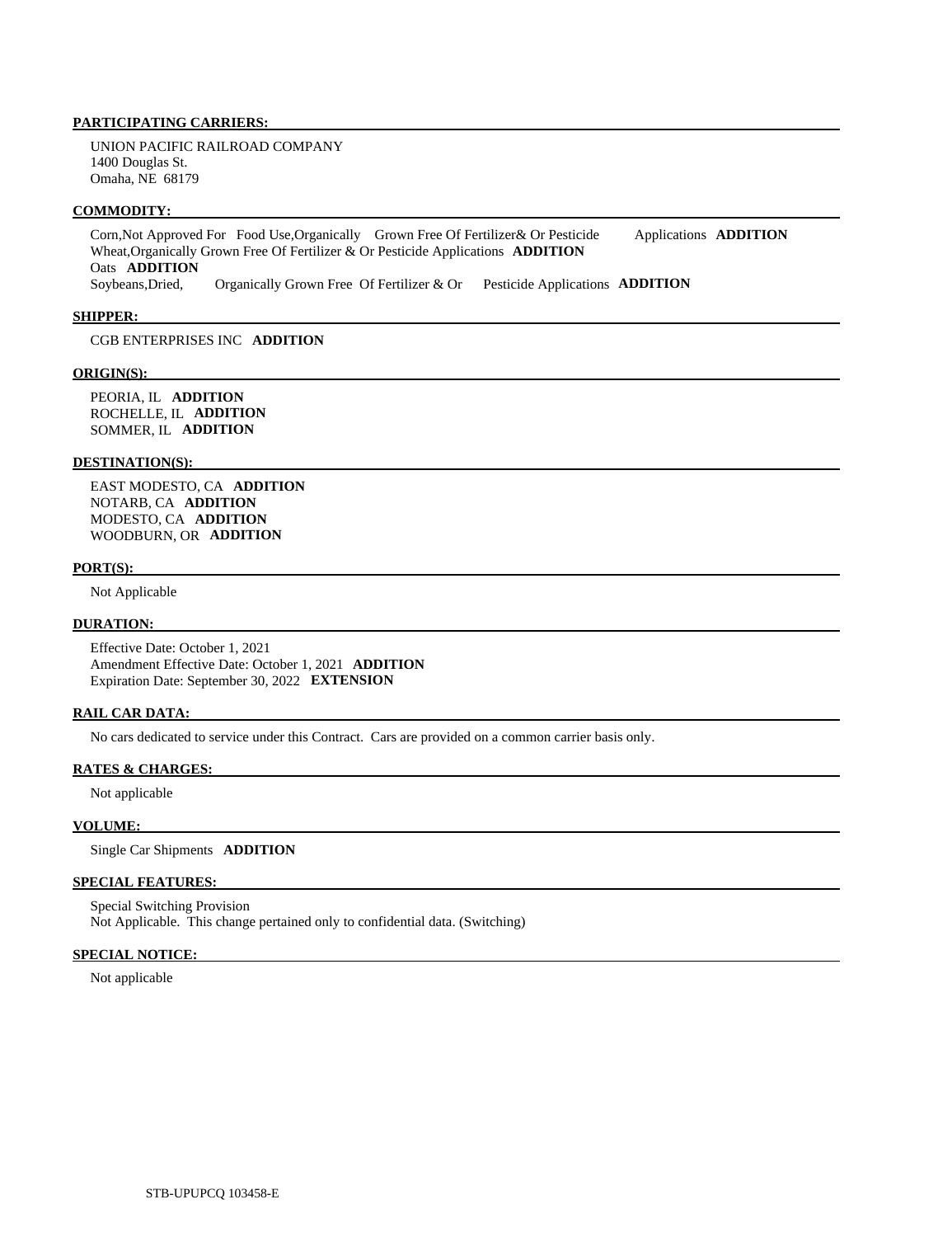**PARTICIPATING CARRIERS:**

UNION PACIFIC RAILROAD COMPANY
1400 Douglas St.
Omaha, NE 68179

**COMMODITY:**

Corn,Not Approved For Food Use,Organically Grown Free Of Fertilizer& Or Pesticide Applications **ADDITION**
Wheat,Organically Grown Free Of Fertilizer & Or Pesticide Applications **ADDITION**
Oats **ADDITION**
Soybeans,Dried, Organically Grown Free Of Fertilizer & Or Pesticide Applications **ADDITION**

**SHIPPER:**

CGB ENTERPRISES INC **ADDITION**

**ORIGIN(S):**

PEORIA, IL **ADDITION**
ROCHELLE, IL **ADDITION**
SOMMER, IL **ADDITION**

**DESTINATION(S):**

EAST MODESTO, CA **ADDITION**
NOTARB, CA **ADDITION**
MODESTO, CA **ADDITION**
WOODBURN, OR **ADDITION**

**PORT(S):**

Not Applicable

**DURATION:**

Effective Date: October 1, 2021
Amendment Effective Date: October 1, 2021 **ADDITION**
Expiration Date: September 30, 2022 **EXTENSION**

**RAIL CAR DATA:**

No cars dedicated to service under this Contract. Cars are provided on a common carrier basis only.

**RATES & CHARGES:**

Not applicable

**VOLUME:**

Single Car Shipments **ADDITION**

**SPECIAL FEATURES:**

Special Switching Provision
Not Applicable. This change pertained only to confidential data. (Switching)

**SPECIAL NOTICE:**

Not applicable

STB-UPUPCQ 103458-E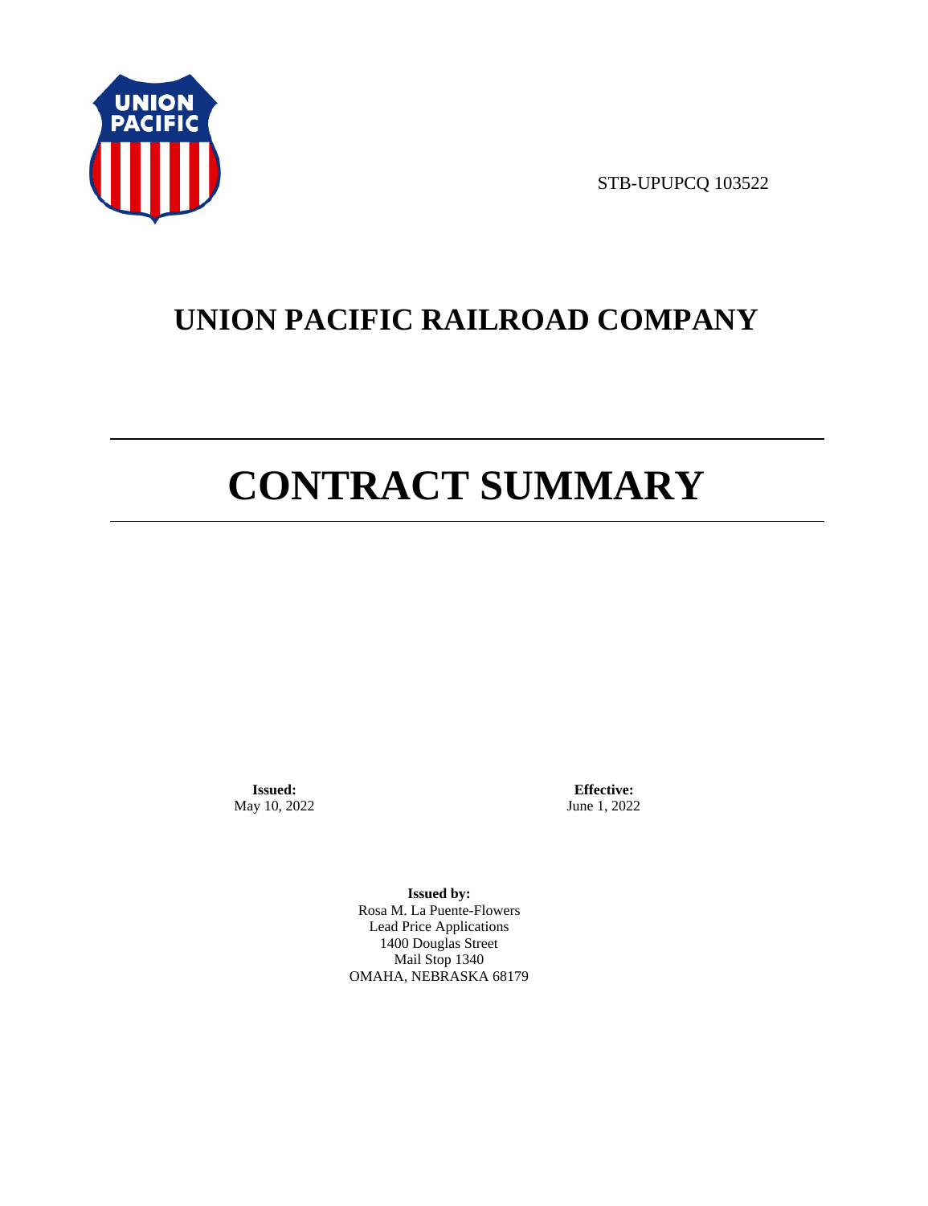STB-UPUPCQ 103522

# UNION PACIFIC RAILROAD COMPANY

# CONTRACT SUMMARY

**Issued:**
May 10, 2022

**Effective:**
June 1, 2022

**Issued by:**
Rosa M. La Puente-Flowers
Lead Price Applications
1400 Douglas Street
Mail Stop 1340
OMAHA, NEBRASKA 68179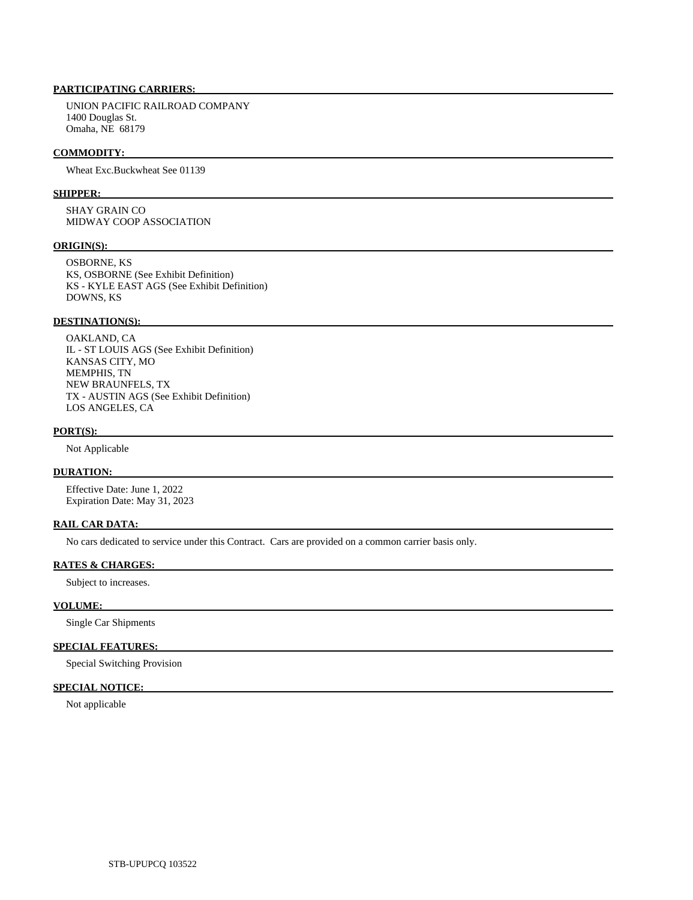**PARTICIPATING CARRIERS:**

UNION PACIFIC RAILROAD COMPANY
1400 Douglas St.
Omaha, NE 68179

**COMMODITY:**

Wheat Exc.Buckwheat See 01139

**SHIPPER:**

SHAY GRAIN CO
MIDWAY COOP ASSOCIATION

**ORIGIN(S):**

OSBORNE, KS
KS, OSBORNE (See Exhibit Definition)
KS - KYLE EAST AGS (See Exhibit Definition)
DOWNS, KS

**DESTINATION(S):**

OAKLAND, CA
IL - ST LOUIS AGS (See Exhibit Definition)
KANSAS CITY, MO
MEMPHIS, TN
NEW BRAUNFELS, TX
TX - AUSTIN AGS (See Exhibit Definition)
LOS ANGELES, CA

**PORT(S):**

Not Applicable

**DURATION:**

Effective Date: June 1, 2022
Expiration Date: May 31, 2023

**RAIL CAR DATA:**

No cars dedicated to service under this Contract. Cars are provided on a common carrier basis only.

**RATES & CHARGES:**

Subject to increases.

**VOLUME:**

Single Car Shipments

**SPECIAL FEATURES:**

Special Switching Provision

**SPECIAL NOTICE:**

Not applicable

STB-UPUPCQ 103522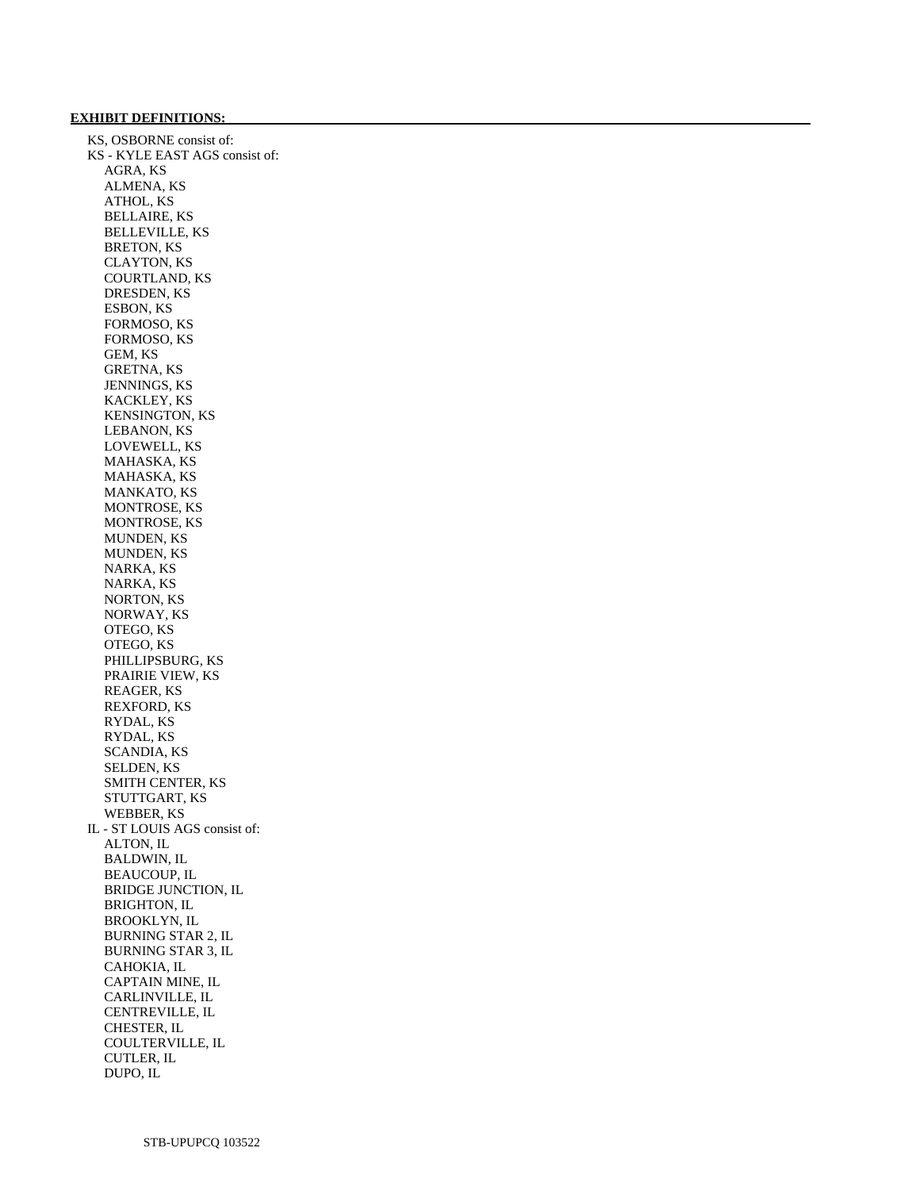**EXHIBIT DEFINITIONS:**

KS, OSBORNE consist of:
KS - KYLE EAST AGS consist of:
- AGRA, KS
- ALMENA, KS
- ATHOL, KS
- BELLAIRE, KS
- BELLEVILLE, KS
- BRETON, KS
- CLAYTON, KS
- COURTLAND, KS
- DRESDEN, KS
- ESBON, KS
- FORMOSO, KS
- FORMOSO, KS
- GEM, KS
- GRETNA, KS
- JENNINGS, KS
- KACKLEY, KS
- KENSINGTON, KS
- LEBANON, KS
- LOVEWELL, KS
- MAHASKA, KS
- MAHASKA, KS
- MANKATO, KS
- MONTROSE, KS
- MONTROSE, KS
- MUNDEN, KS
- MUNDEN, KS
- NARKA, KS
- NARKA, KS
- NORTON, KS
- NORWAY, KS
- OTEGO, KS
- OTEGO, KS
- PHILLIPSBURG, KS
- PRAIRIE VIEW, KS
- REAGER, KS
- REXFORD, KS
- RYDAL, KS
- RYDAL, KS
- SCANDIA, KS
- SELDEN, KS
- SMITH CENTER, KS
- STUTTGART, KS
- WEBBER, KS

IL - ST LOUIS AGS consist of:
- ALTON, IL
- BALDWIN, IL
- BEAUCOUP, IL
- BRIDGE JUNCTION, IL
- BRIGHTON, IL
- BROOKLYN, IL
- BURNING STAR 2, IL
- BURNING STAR 3, IL
- CAHOKIA, IL
- CAPTAIN MINE, IL
- CARLINVILLE, IL
- CENTREVILLE, IL
- CHESTER, IL
- COULTERVILLE, IL
- CUTLER, IL
- DUPO, IL

STB-UPUPCQ 103522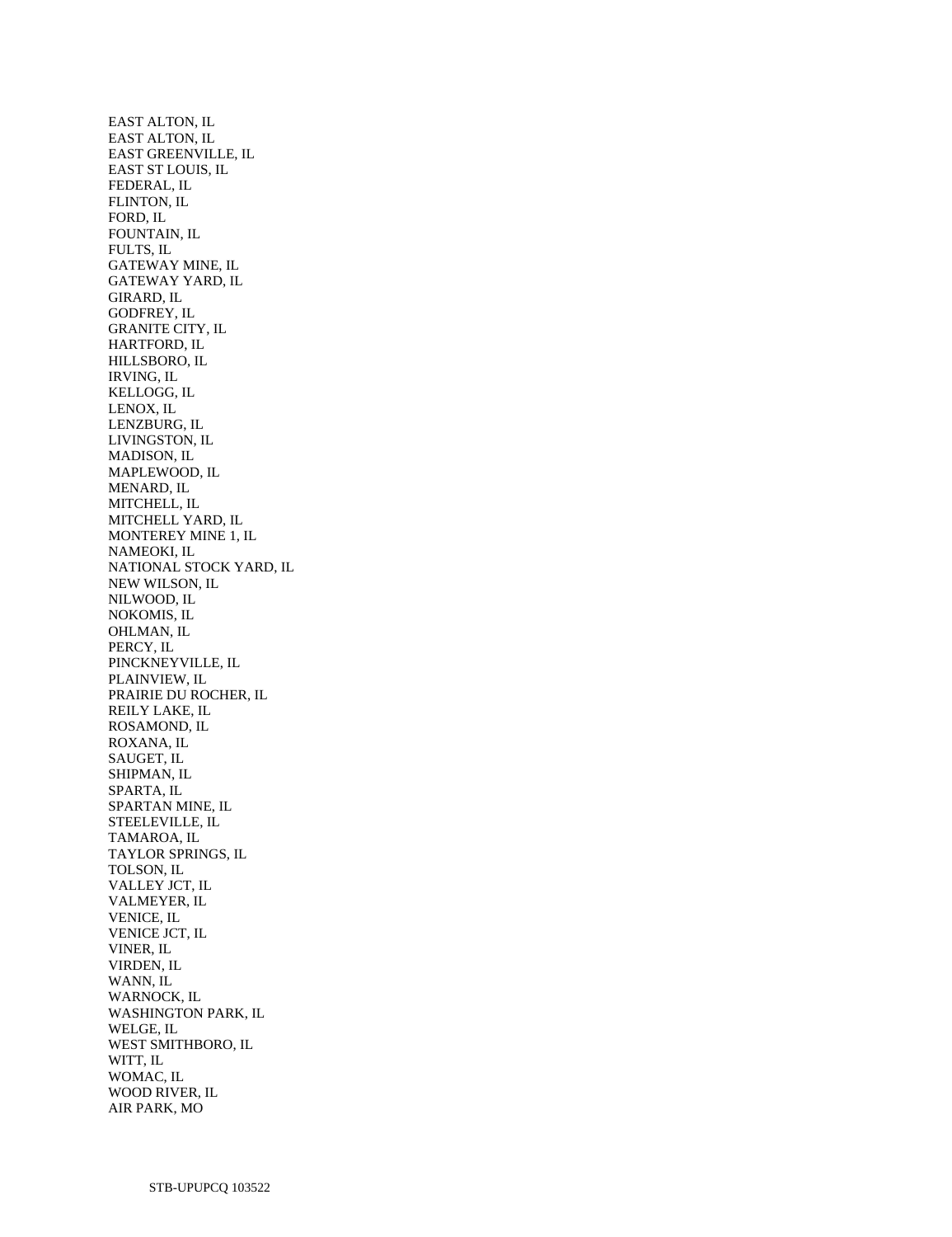EAST ALTON, IL
EAST ALTON, IL
EAST GREENVILLE, IL
EAST ST LOUIS, IL
FEDERAL, IL
FLINTON, IL
FORD, IL
FOUNTAIN, IL
FULTS, IL
GATEWAY MINE, IL
GATEWAY YARD, IL
GIRARD, IL
GODFREY, IL
GRANITE CITY, IL
HARTFORD, IL
HILLSBORO, IL
IRVING, IL
KELLOGG, IL
LENOX, IL
LENZBURG, IL
LIVINGSTON, IL
MADISON, IL
MAPLEWOOD, IL
MENARD, IL
MITCHELL, IL
MITCHELL YARD, IL
MONTEREY MINE 1, IL
NAMEOKI, IL
NATIONAL STOCK YARD, IL
NEW WILSON, IL
NILWOOD, IL
NOKOMIS, IL
OHLMAN, IL
PERCY, IL
PINCKNEYVILLE, IL
PLAINVIEW, IL
PRAIRIE DU ROCHER, IL
REILY LAKE, IL
ROSAMOND, IL
ROXANA, IL
SAUGET, IL
SHIPMAN, IL
SPARTA, IL
SPARTAN MINE, IL
STEELEVILLE, IL
TAMAROA, IL
TAYLOR SPRINGS, IL
TOLSON, IL
VALLEY JCT, IL
VALMEYER, IL
VENICE, IL
VENICE JCT, IL
VINER, IL
VIRDEN, IL
WANN, IL
WARNOCK, IL
WASHINGTON PARK, IL
WELGE, IL
WEST SMITHBORO, IL
WITT, IL
WOMAC, IL
WOOD RIVER, IL
AIR PARK, MO

STB-UPUPCQ 103522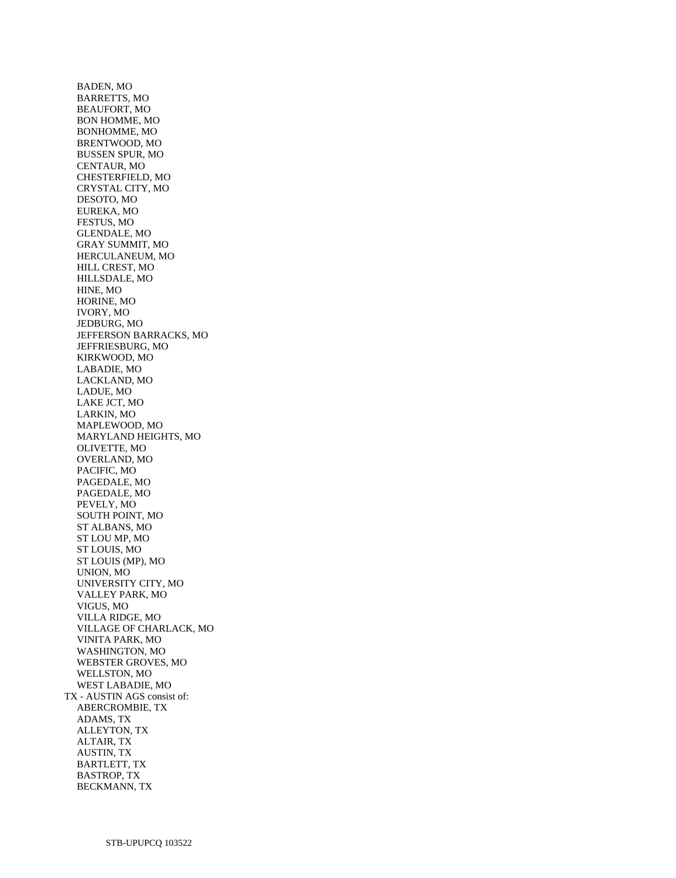BADEN, MO
BARRETTS, MO
BEAUFORT, MO
BON HOMME, MO
BONHOMME, MO
BRENTWOOD, MO
BUSSEN SPUR, MO
CENTAUR, MO
CHESTERFIELD, MO
CRYSTAL CITY, MO
DESOTO, MO
EUREKA, MO
FESTUS, MO
GLENDALE, MO
GRAY SUMMIT, MO
HERCULANEUM, MO
HILL CREST, MO
HILLSDALE, MO
HINE, MO
HORINE, MO
IVORY, MO
JEDBURG, MO
JEFFERSON BARRACKS, MO
JEFFRIESBURG, MO
KIRKWOOD, MO
LABADIE, MO
LACKLAND, MO
LADUE, MO
LAKE JCT, MO
LARKIN, MO
MAPLEWOOD, MO
MARYLAND HEIGHTS, MO
OLIVETTE, MO
OVERLAND, MO
PACIFIC, MO
PAGEDALE, MO
PAGEDALE, MO
PEVELY, MO
SOUTH POINT, MO
ST ALBANS, MO
ST LOU MP, MO
ST LOUIS, MO
ST LOUIS (MP), MO
UNION, MO
UNIVERSITY CITY, MO
VALLEY PARK, MO
VIGUS, MO
VILLA RIDGE, MO
VILLAGE OF CHARLACK, MO
VINITA PARK, MO
WASHINGTON, MO
WEBSTER GROVES, MO
WELLSTON, MO
WEST LABADIE, MO

TX - AUSTIN AGS consist of:

ABERCROMBIE, TX
ADAMS, TX
ALLEYTON, TX
ALTAIR, TX
AUSTIN, TX
BARTLETT, TX
BASTROP, TX
BECKMANN, TX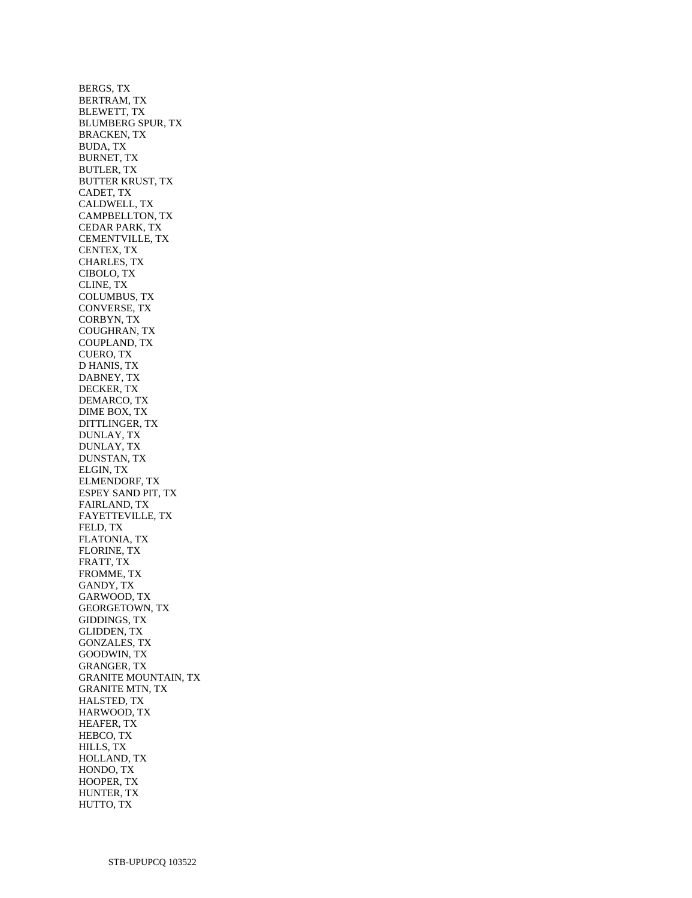BERGS, TX
BERTRAM, TX
BLEWETT, TX
BLUMBERG SPUR, TX
BRACKEN, TX
BUDA, TX
BURNET, TX
BUTLER, TX
BUTTER KRUST, TX
CADET, TX
CALDWELL, TX
CAMPBELLTON, TX
CEDAR PARK, TX
CEMENTVILLE, TX
CENTEX, TX
CHARLES, TX
CIBOLO, TX
CLINE, TX
COLUMBUS, TX
CONVERSE, TX
CORBYN, TX
COUGHRAN, TX
COUPLAND, TX
CUERO, TX
D HANIS, TX
DABNEY, TX
DECKER, TX
DEMARCO, TX
DIME BOX, TX
DITTLINGER, TX
DUNLAY, TX
DUNLAY, TX
DUNSTAN, TX
ELGIN, TX
ELMENDORF, TX
ESPEY SAND PIT, TX
FAIRLAND, TX
FAYETTEVILLE, TX
FELD, TX
FLATONIA, TX
FLORINE, TX
FRATT, TX
FROMME, TX
GANDY, TX
GARWOOD, TX
GEORGETOWN, TX
GIDDINGS, TX
GLIDDEN, TX
GONZALES, TX
GOODWIN, TX
GRANGER, TX
GRANITE MOUNTAIN, TX
GRANITE MTN, TX
HALSTED, TX
HARWOOD, TX
HEAFER, TX
HEBCO, TX
HILLS, TX
HOLLAND, TX
HONDO, TX
HOOPER, TX
HUNTER, TX
HUTTO, TX

STB-UPUPCQ 103522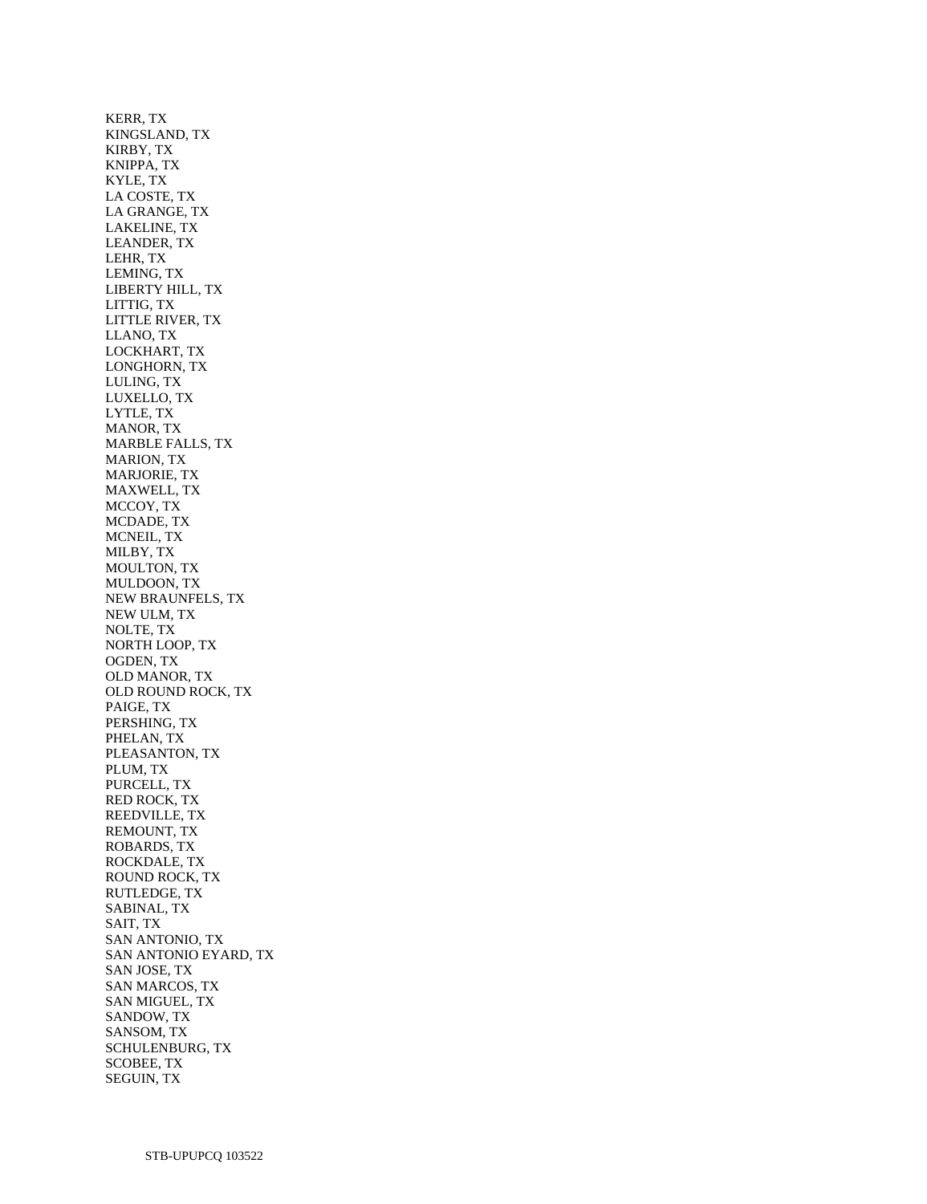KERR, TX
KINGSLAND, TX
KIRBY, TX
KNIPPA, TX
KYLE, TX
LA COSTE, TX
LA GRANGE, TX
LAKELINE, TX
LEANDER, TX
LEHR, TX
LEMING, TX
LIBERTY HILL, TX
LITTIG, TX
LITTLE RIVER, TX
LLANO, TX
LOCKHART, TX
LONGHORN, TX
LULING, TX
LUXELLO, TX
LYTLE, TX
MANOR, TX
MARBLE FALLS, TX
MARION, TX
MARJORIE, TX
MAXWELL, TX
MCCOY, TX
MCDADE, TX
MCNEIL, TX
MILBY, TX
MOULTON, TX
MULDOON, TX
NEW BRAUNFELS, TX
NEW ULM, TX
NOLTE, TX
NORTH LOOP, TX
OGDEN, TX
OLD MANOR, TX
OLD ROUND ROCK, TX
PAIGE, TX
PERSHING, TX
PHELAN, TX
PLEASANTON, TX
PLUM, TX
PURCELL, TX
RED ROCK, TX
REEDVILLE, TX
REMOUNT, TX
ROBARDS, TX
ROCKDALE, TX
ROUND ROCK, TX
RUTLEDGE, TX
SABINAL, TX
SAIT, TX
SAN ANTONIO, TX
SAN ANTONIO EYARD, TX
SAN JOSE, TX
SAN MARCOS, TX
SAN MIGUEL, TX
SANDOW, TX
SANSOM, TX
SCHULENBURG, TX
SCOBEE, TX
SEGUIN, TX

STB-UPUPCQ 103522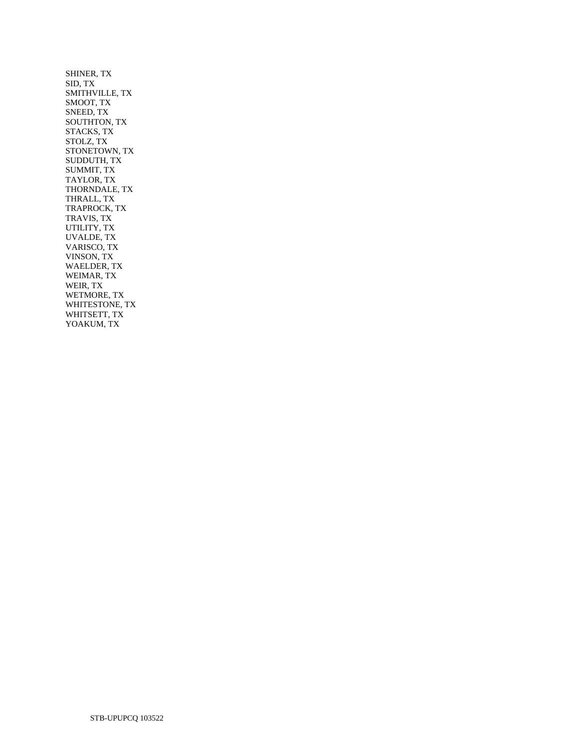SHINER, TX
SID, TX
SMITHVILLE, TX
SMOOT, TX
SNEED, TX
SOUTHTON, TX
STACKS, TX
STOLZ, TX
STONETOWN, TX
SUDDUTH, TX
SUMMIT, TX
TAYLOR, TX
THORNDALE, TX
THRALL, TX
TRAPROCK, TX
TRAVIS, TX
UTILITY, TX
UVALDE, TX
VARISCO, TX
VINSON, TX
WAELDER, TX
WEIMAR, TX
WEIR, TX
WETMORE, TX
WHITESTONE, TX
WHITSETT, TX
YOAKUM, TX

STB-UPUPCQ 103522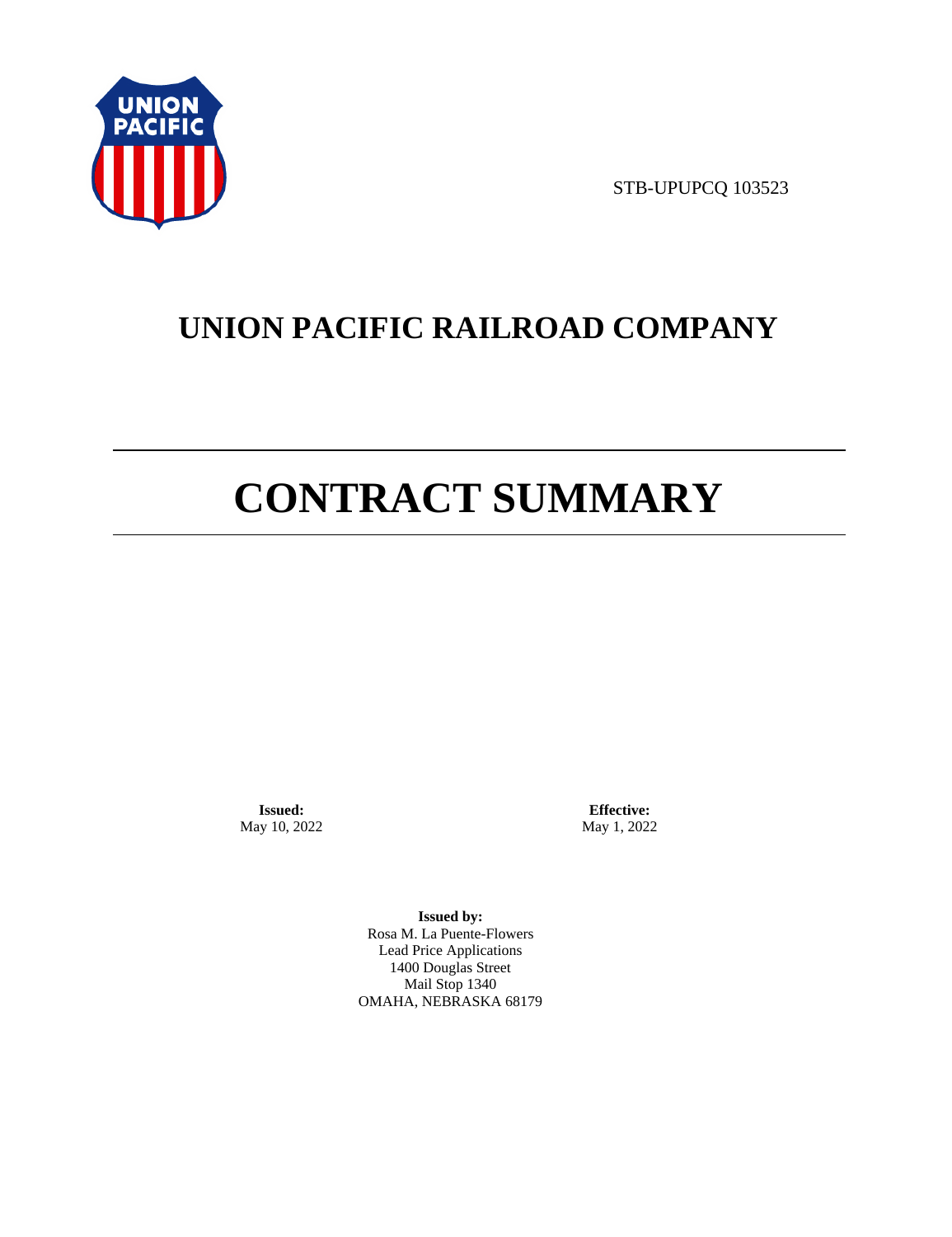STB-UPUPCQ 103523

# UNION PACIFIC RAILROAD COMPANY

# CONTRACT SUMMARY

**Issued:**
May 10, 2022

**Effective:**
May 1, 2022

**Issued by:**
Rosa M. La Puente-Flowers
Lead Price Applications
1400 Douglas Street
Mail Stop 1340
OMAHA, NEBRASKA 68179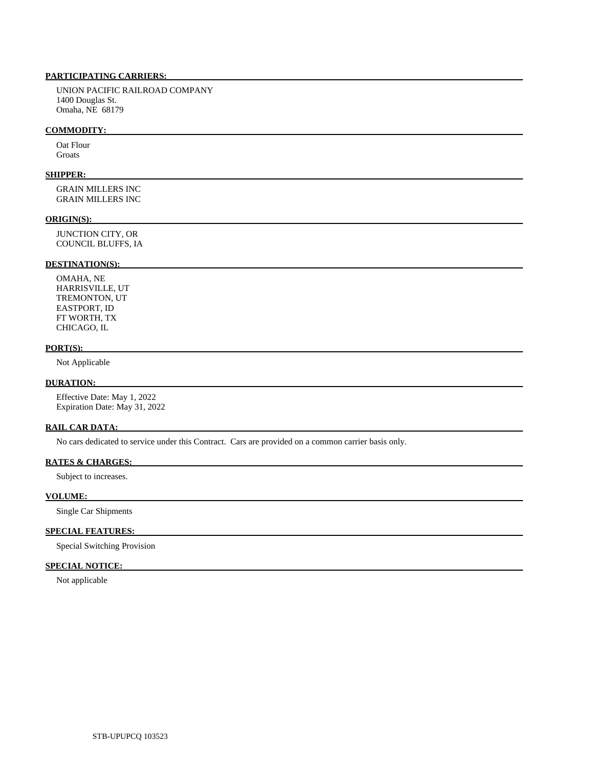**PARTICIPATING CARRIERS:**

UNION PACIFIC RAILROAD COMPANY
1400 Douglas St.
Omaha, NE 68179

**COMMODITY:**

Oat Flour
Groats

**SHIPPER:**

GRAIN MILLERS INC
GRAIN MILLERS INC

**ORIGIN(S):**

JUNCTION CITY, OR
COUNCIL BLUFFS, IA

**DESTINATION(S):**

OMAHA, NE
HARRISVILLE, UT
TREMONTON, UT
EASTPORT, ID
FT WORTH, TX
CHICAGO, IL

**PORT(S):**

Not Applicable

**DURATION:**

Effective Date: May 1, 2022
Expiration Date: May 31, 2022

**RAIL CAR DATA:**

No cars dedicated to service under this Contract. Cars are provided on a common carrier basis only.

**RATES & CHARGES:**

Subject to increases.

**VOLUME:**

Single Car Shipments

**SPECIAL FEATURES:**

Special Switching Provision

**SPECIAL NOTICE:**

Not applicable

STB-UPUPCQ 103523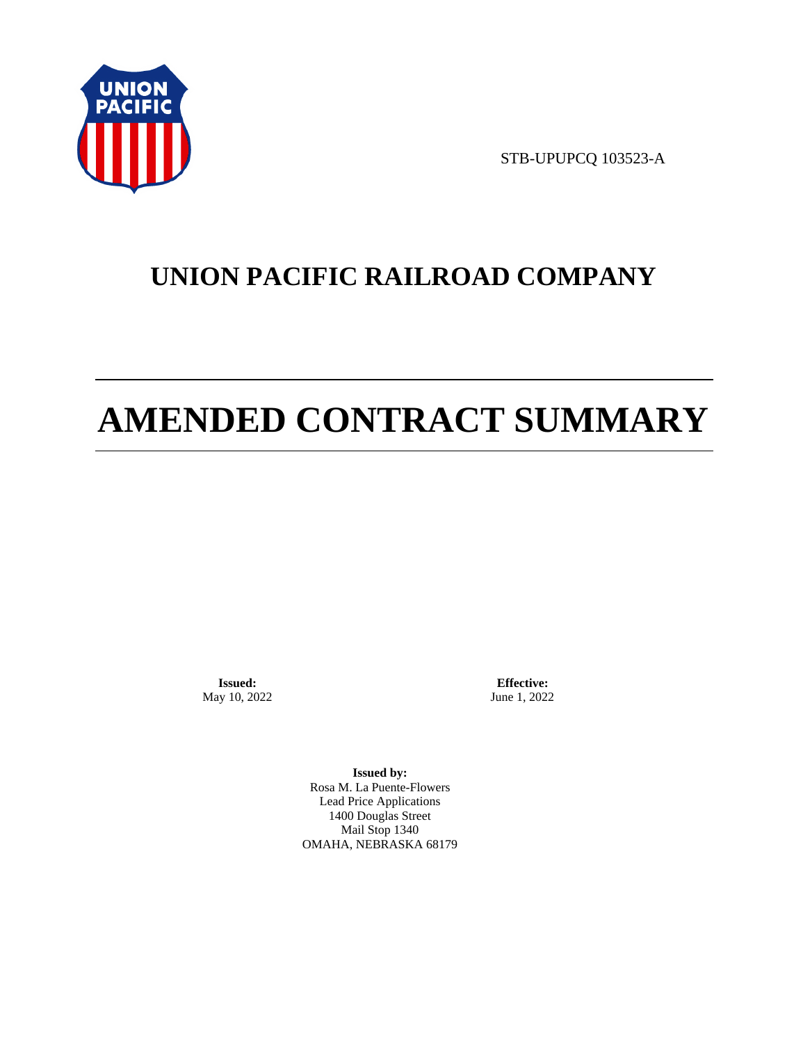STB-UPUPCQ 103523-A

# UNION PACIFIC RAILROAD COMPANY

# AMENDED CONTRACT SUMMARY

**Issued:**
May 10, 2022

**Effective:**
June 1, 2022

**Issued by:**
Rosa M. La Puente-Flowers
Lead Price Applications
1400 Douglas Street
Mail Stop 1340
OMAHA, NEBRASKA 68179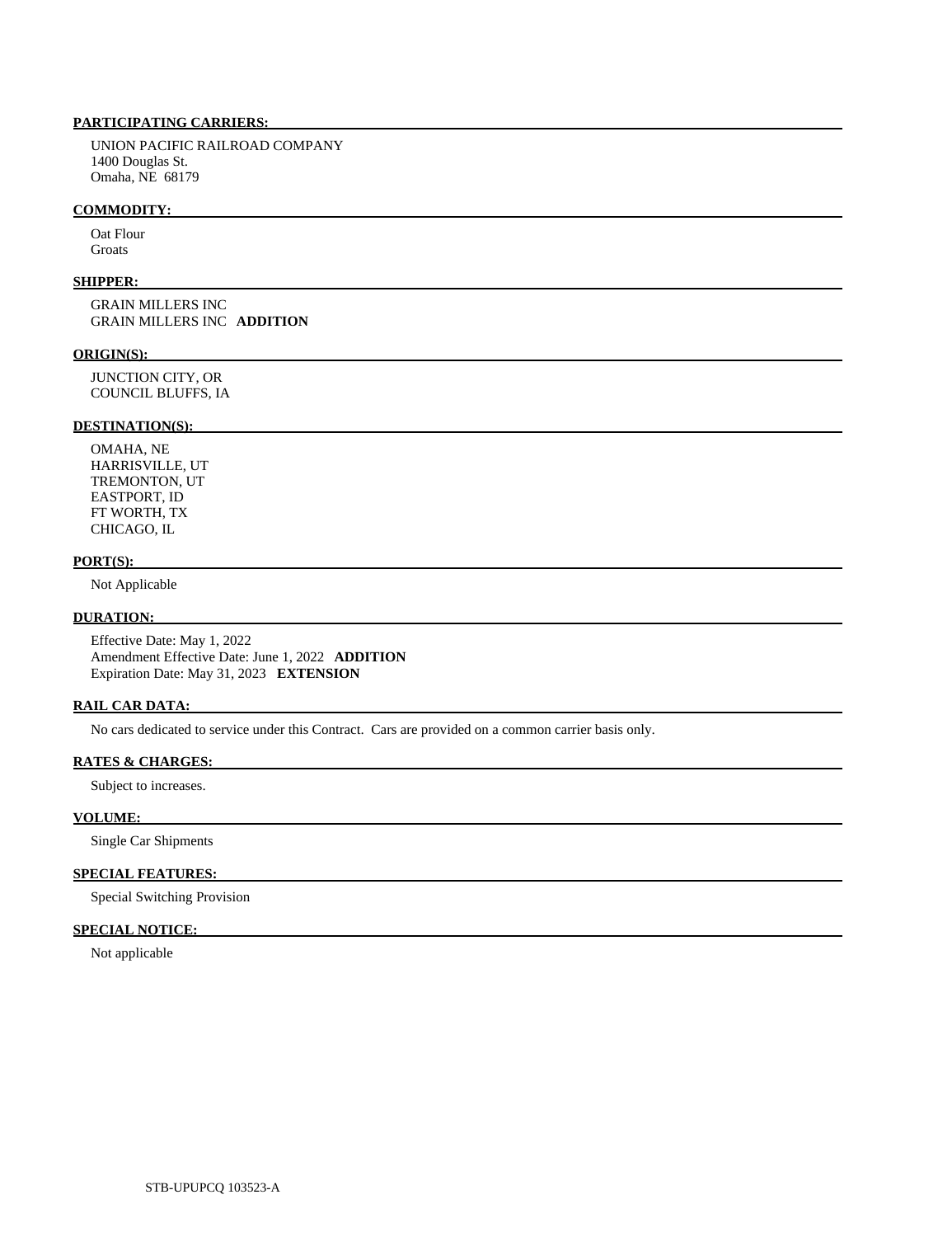**PARTICIPATING CARRIERS:**

UNION PACIFIC RAILROAD COMPANY
1400 Douglas St.
Omaha, NE 68179

**COMMODITY:**

Oat Flour
Groats

**SHIPPER:**

GRAIN MILLERS INC
GRAIN MILLERS INC **ADDITION**

**ORIGIN(S):**

JUNCTION CITY, OR
COUNCIL BLUFFS, IA

**DESTINATION(S):**

OMAHA, NE
HARRISVILLE, UT
TREMONTON, UT
EASTPORT, ID
FT WORTH, TX
CHICAGO, IL

**PORT(S):**

Not Applicable

**DURATION:**

Effective Date: May 1, 2022
Amendment Effective Date: June 1, 2022 **ADDITION**
Expiration Date: May 31, 2023 **EXTENSION**

**RAIL CAR DATA:**

No cars dedicated to service under this Contract. Cars are provided on a common carrier basis only.

**RATES & CHARGES:**

Subject to increases.

**VOLUME:**

Single Car Shipments

**SPECIAL FEATURES:**

Special Switching Provision

**SPECIAL NOTICE:**

Not applicable

STB-UPUPCQ 103523-A